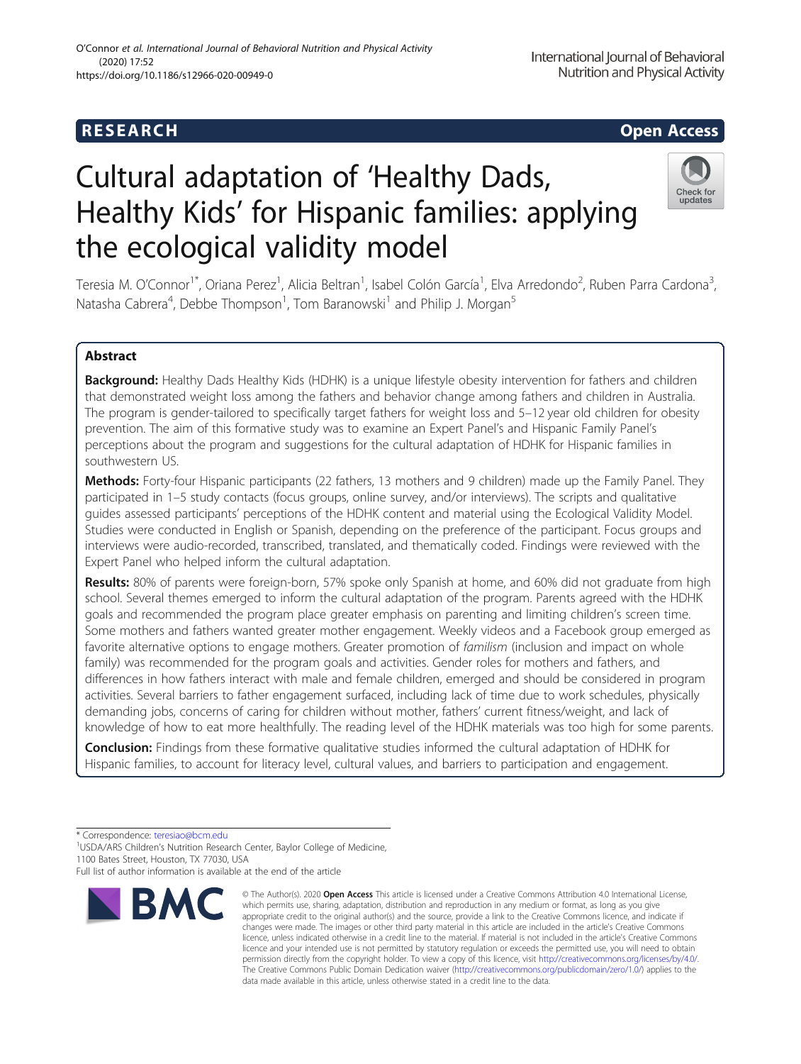# Cultural adaptation of 'Healthy Dads, Healthy Kids' for Hispanic families: applying the ecological validity model

Teresia M. O'Connor[1*], Oriana Perez[1], Alicia Beltran[1], Isabel Colón García[1], Elva Arredondo[2], Ruben Parra Cardona[3], Natasha Cabrera[4], Debbe Thompson[1], Tom Baranowski[1] and Philip J. Morgan[5]

## Abstract

**Background:** Healthy Dads Healthy Kids (HDHK) is a unique lifestyle obesity intervention for fathers and children that demonstrated weight loss among the fathers and behavior change among fathers and children in Australia. The program is gender-tailored to specifically target fathers for weight loss and 5–12 year old children for obesity prevention. The aim of this formative study was to examine an Expert Panel's and Hispanic Family Panel's perceptions about the program and suggestions for the cultural adaptation of HDHK for Hispanic families in southwestern US.

**Methods:** Forty-four Hispanic participants (22 fathers, 13 mothers and 9 children) made up the Family Panel. They participated in 1–5 study contacts (focus groups, online survey, and/or interviews). The scripts and qualitative guides assessed participants' perceptions of the HDHK content and material using the Ecological Validity Model. Studies were conducted in English or Spanish, depending on the preference of the participant. Focus groups and interviews were audio-recorded, transcribed, translated, and thematically coded. Findings were reviewed with the Expert Panel who helped inform the cultural adaptation.

**Results:** 80% of parents were foreign-born, 57% spoke only Spanish at home, and 60% did not graduate from high school. Several themes emerged to inform the cultural adaptation of the program. Parents agreed with the HDHK goals and recommended the program place greater emphasis on parenting and limiting children's screen time. Some mothers and fathers wanted greater mother engagement. Weekly videos and a Facebook group emerged as favorite alternative options to engage mothers. Greater promotion of *familism* (inclusion and impact on whole family) was recommended for the program goals and activities. Gender roles for mothers and fathers, and differences in how fathers interact with male and female children, emerged and should be considered in program activities. Several barriers to father engagement surfaced, including lack of time due to work schedules, physically demanding jobs, concerns of caring for children without mother, fathers' current fitness/weight, and lack of knowledge of how to eat more healthfully. The reading level of the HDHK materials was too high for some parents.

**Conclusion:** Findings from these formative qualitative studies informed the cultural adaptation of HDHK for Hispanic families, to account for literacy level, cultural values, and barriers to participation and engagement.

---

* Correspondence: teresiao@bcm.edu
[1]USDA/ARS Children's Nutrition Research Center, Baylor College of Medicine, 1100 Bates Street, Houston, TX 77030, USA
Full list of author information is available at the end of the article

© The Author(s). 2020 **Open Access** This article is licensed under a Creative Commons Attribution 4.0 International License, which permits use, sharing, adaptation, distribution and reproduction in any medium or format, as long as you give appropriate credit to the original author(s) and the source, provide a link to the Creative Commons licence, and indicate if changes were made. The images or other third party material in this article are included in the article's Creative Commons licence, unless indicated otherwise in a credit line to the material. If material is not included in the article's Creative Commons licence and your intended use is not permitted by statutory regulation or exceeds the permitted use, you will need to obtain permission directly from the copyright holder. To view a copy of this licence, visit http://creativecommons.org/licenses/by/4.0/. The Creative Commons Public Domain Dedication waiver (http://creativecommons.org/publicdomain/zero/1.0/) applies to the data made available in this article, unless otherwise stated in a credit line to the data.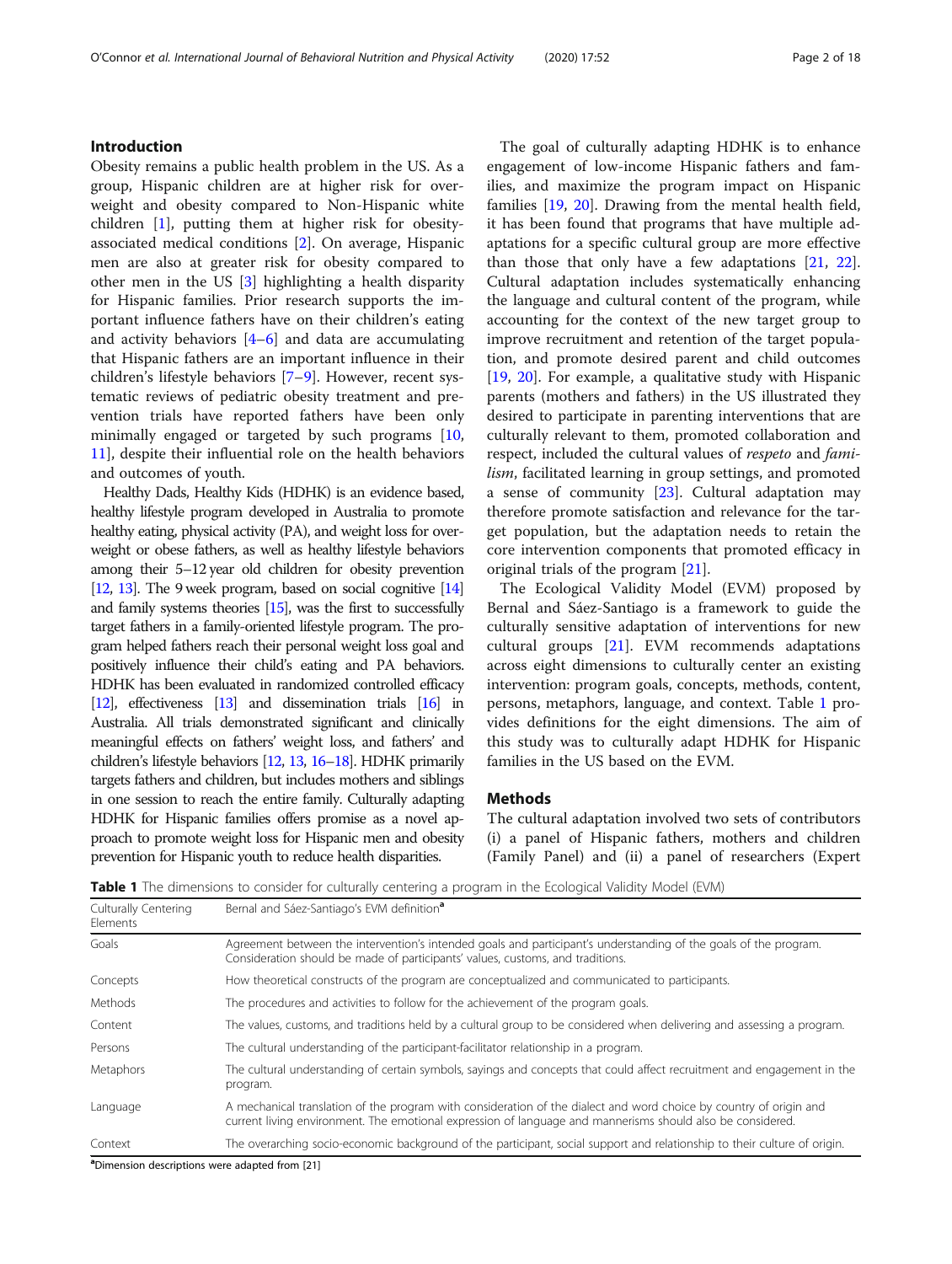## Introduction

Obesity remains a public health problem in the US. As a group, Hispanic children are at higher risk for overweight and obesity compared to Non-Hispanic white children [1], putting them at higher risk for obesity-associated medical conditions [2]. On average, Hispanic men are also at greater risk for obesity compared to other men in the US [3] highlighting a health disparity for Hispanic families. Prior research supports the important influence fathers have on their children's eating and activity behaviors [4–6] and data are accumulating that Hispanic fathers are an important influence in their children's lifestyle behaviors [7–9]. However, recent systematic reviews of pediatric obesity treatment and prevention trials have reported fathers have been only minimally engaged or targeted by such programs [10, 11], despite their influential role on the health behaviors and outcomes of youth.

Healthy Dads, Healthy Kids (HDHK) is an evidence based, healthy lifestyle program developed in Australia to promote healthy eating, physical activity (PA), and weight loss for overweight or obese fathers, as well as healthy lifestyle behaviors among their 5–12 year old children for obesity prevention [12, 13]. The 9 week program, based on social cognitive [14] and family systems theories [15], was the first to successfully target fathers in a family-oriented lifestyle program. The program helped fathers reach their personal weight loss goal and positively influence their child's eating and PA behaviors. HDHK has been evaluated in randomized controlled efficacy [12], effectiveness [13] and dissemination trials [16] in Australia. All trials demonstrated significant and clinically meaningful effects on fathers' weight loss, and fathers' and children's lifestyle behaviors [12, 13, 16–18]. HDHK primarily targets fathers and children, but includes mothers and siblings in one session to reach the entire family. Culturally adapting HDHK for Hispanic families offers promise as a novel approach to promote weight loss for Hispanic men and obesity prevention for Hispanic youth to reduce health disparities.

The goal of culturally adapting HDHK is to enhance engagement of low-income Hispanic fathers and families, and maximize the program impact on Hispanic families [19, 20]. Drawing from the mental health field, it has been found that programs that have multiple adaptations for a specific cultural group are more effective than those that only have a few adaptations [21, 22]. Cultural adaptation includes systematically enhancing the language and cultural content of the program, while accounting for the context of the new target group to improve recruitment and retention of the target population, and promote desired parent and child outcomes [19, 20]. For example, a qualitative study with Hispanic parents (mothers and fathers) in the US illustrated they desired to participate in parenting interventions that are culturally relevant to them, promoted collaboration and respect, included the cultural values of *respeto* and *familism*, facilitated learning in group settings, and promoted a sense of community [23]. Cultural adaptation may therefore promote satisfaction and relevance for the target population, but the adaptation needs to retain the core intervention components that promoted efficacy in original trials of the program [21].

The Ecological Validity Model (EVM) proposed by Bernal and Sáez-Santiago is a framework to guide the culturally sensitive adaptation of interventions for new cultural groups [21]. EVM recommends adaptations across eight dimensions to culturally center an existing intervention: program goals, concepts, methods, content, persons, metaphors, language, and context. Table 1 provides definitions for the eight dimensions. The aim of this study was to culturally adapt HDHK for Hispanic families in the US based on the EVM.

## Methods

The cultural adaptation involved two sets of contributors (i) a panel of Hispanic fathers, mothers and children (Family Panel) and (ii) a panel of researchers (Expert

**Table 1** The dimensions to consider for culturally centering a program in the Ecological Validity Model (EVM)

| Culturally Centering Elements | Bernal and Sáez-Santiago's EVM definition[a] |
|---|---|
| Goals | Agreement between the intervention's intended goals and participant's understanding of the goals of the program. Consideration should be made of participants' values, customs, and traditions. |
| Concepts | How theoretical constructs of the program are conceptualized and communicated to participants. |
| Methods | The procedures and activities to follow for the achievement of the program goals. |
| Content | The values, customs, and traditions held by a cultural group to be considered when delivering and assessing a program. |
| Persons | The cultural understanding of the participant-facilitator relationship in a program. |
| Metaphors | The cultural understanding of certain symbols, sayings and concepts that could affect recruitment and engagement in the program. |
| Language | A mechanical translation of the program with consideration of the dialect and word choice by country of origin and current living environment. The emotional expression of language and mannerisms should also be considered. |
| Context | The overarching socio-economic background of the participant, social support and relationship to their culture of origin. |

[a]Dimension descriptions were adapted from [21]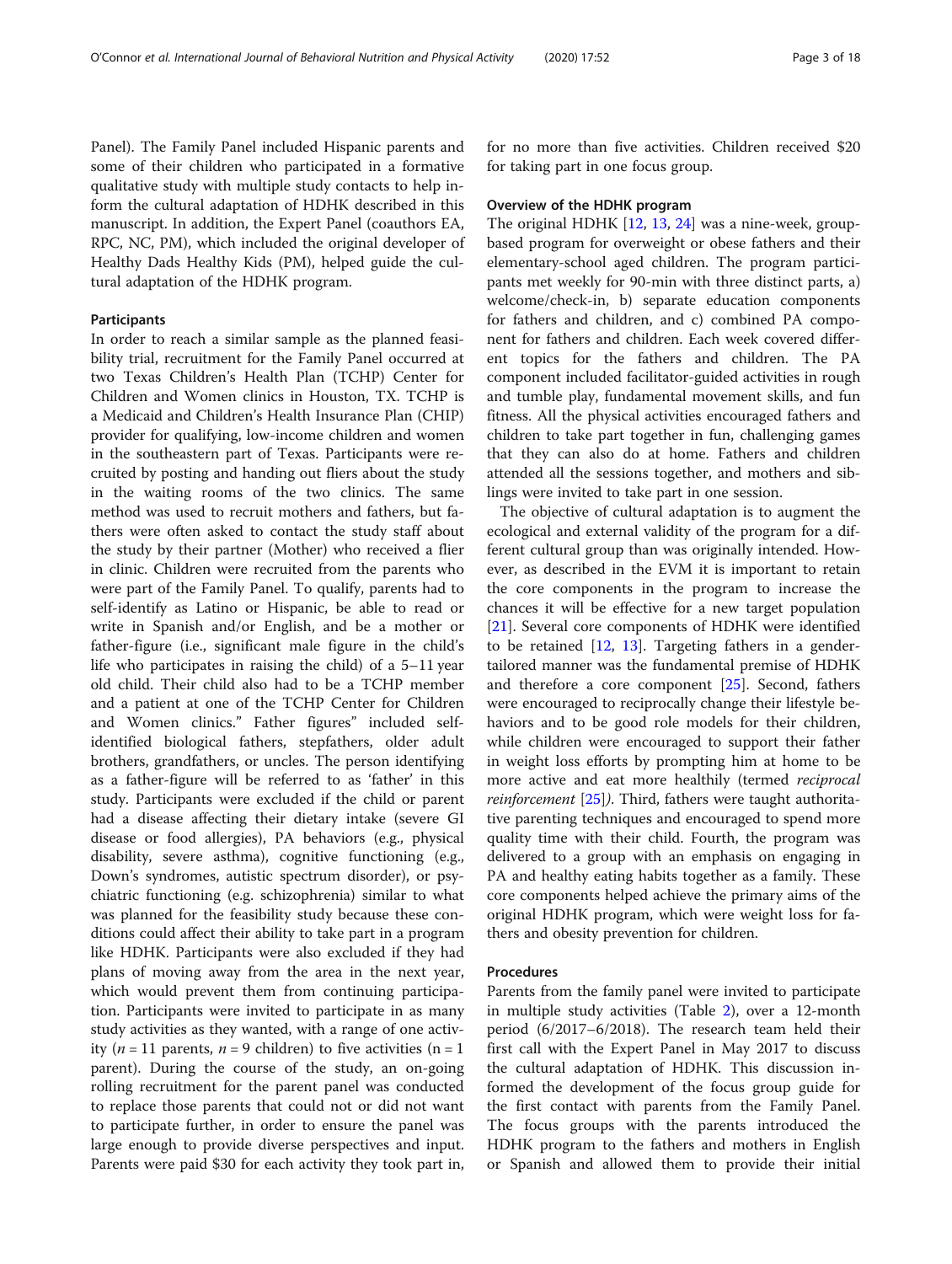Panel). The Family Panel included Hispanic parents and some of their children who participated in a formative qualitative study with multiple study contacts to help inform the cultural adaptation of HDHK described in this manuscript. In addition, the Expert Panel (coauthors EA, RPC, NC, PM), which included the original developer of Healthy Dads Healthy Kids (PM), helped guide the cultural adaptation of the HDHK program.

### Participants

In order to reach a similar sample as the planned feasibility trial, recruitment for the Family Panel occurred at two Texas Children's Health Plan (TCHP) Center for Children and Women clinics in Houston, TX. TCHP is a Medicaid and Children's Health Insurance Plan (CHIP) provider for qualifying, low-income children and women in the southeastern part of Texas. Participants were recruited by posting and handing out fliers about the study in the waiting rooms of the two clinics. The same method was used to recruit mothers and fathers, but fathers were often asked to contact the study staff about the study by their partner (Mother) who received a flier in clinic. Children were recruited from the parents who were part of the Family Panel. To qualify, parents had to self-identify as Latino or Hispanic, be able to read or write in Spanish and/or English, and be a mother or father-figure (i.e., significant male figure in the child's life who participates in raising the child) of a 5–11 year old child. Their child also had to be a TCHP member and a patient at one of the TCHP Center for Children and Women clinics." Father figures" included self-identified biological fathers, stepfathers, older adult brothers, grandfathers, or uncles. The person identifying as a father-figure will be referred to as 'father' in this study. Participants were excluded if the child or parent had a disease affecting their dietary intake (severe GI disease or food allergies), PA behaviors (e.g., physical disability, severe asthma), cognitive functioning (e.g., Down's syndromes, autistic spectrum disorder), or psychiatric functioning (e.g. schizophrenia) similar to what was planned for the feasibility study because these conditions could affect their ability to take part in a program like HDHK. Participants were also excluded if they had plans of moving away from the area in the next year, which would prevent them from continuing participation. Participants were invited to participate in as many study activities as they wanted, with a range of one activity ($n = 11$ parents, $n = 9$ children) to five activities ($n = 1$ parent). During the course of the study, an on-going rolling recruitment for the parent panel was conducted to replace those parents that could not or did not want to participate further, in order to ensure the panel was large enough to provide diverse perspectives and input. Parents were paid \$30 for each activity they took part in, for no more than five activities. Children received \$20 for taking part in one focus group.

### Overview of the HDHK program

The original HDHK [12, 13, 24] was a nine-week, group-based program for overweight or obese fathers and their elementary-school aged children. The program participants met weekly for 90-min with three distinct parts, a) welcome/check-in, b) separate education components for fathers and children, and c) combined PA component for fathers and children. Each week covered different topics for the fathers and children. The PA component included facilitator-guided activities in rough and tumble play, fundamental movement skills, and fun fitness. All the physical activities encouraged fathers and children to take part together in fun, challenging games that they can also do at home. Fathers and children attended all the sessions together, and mothers and siblings were invited to take part in one session.

The objective of cultural adaptation is to augment the ecological and external validity of the program for a different cultural group than was originally intended. However, as described in the EVM it is important to retain the core components in the program to increase the chances it will be effective for a new target population [21]. Several core components of HDHK were identified to be retained [12, 13]. Targeting fathers in a gender-tailored manner was the fundamental premise of HDHK and therefore a core component [25]. Second, fathers were encouraged to reciprocally change their lifestyle behaviors and to be good role models for their children, while children were encouraged to support their father in weight loss efforts by prompting him at home to be more active and eat more healthily (termed *reciprocal reinforcement* [25]). Third, fathers were taught authoritative parenting techniques and encouraged to spend more quality time with their child. Fourth, the program was delivered to a group with an emphasis on engaging in PA and healthy eating habits together as a family. These core components helped achieve the primary aims of the original HDHK program, which were weight loss for fathers and obesity prevention for children.

### Procedures

Parents from the family panel were invited to participate in multiple study activities (Table 2), over a 12-month period (6/2017–6/2018). The research team held their first call with the Expert Panel in May 2017 to discuss the cultural adaptation of HDHK. This discussion informed the development of the focus group guide for the first contact with parents from the Family Panel. The focus groups with the parents introduced the HDHK program to the fathers and mothers in English or Spanish and allowed them to provide their initial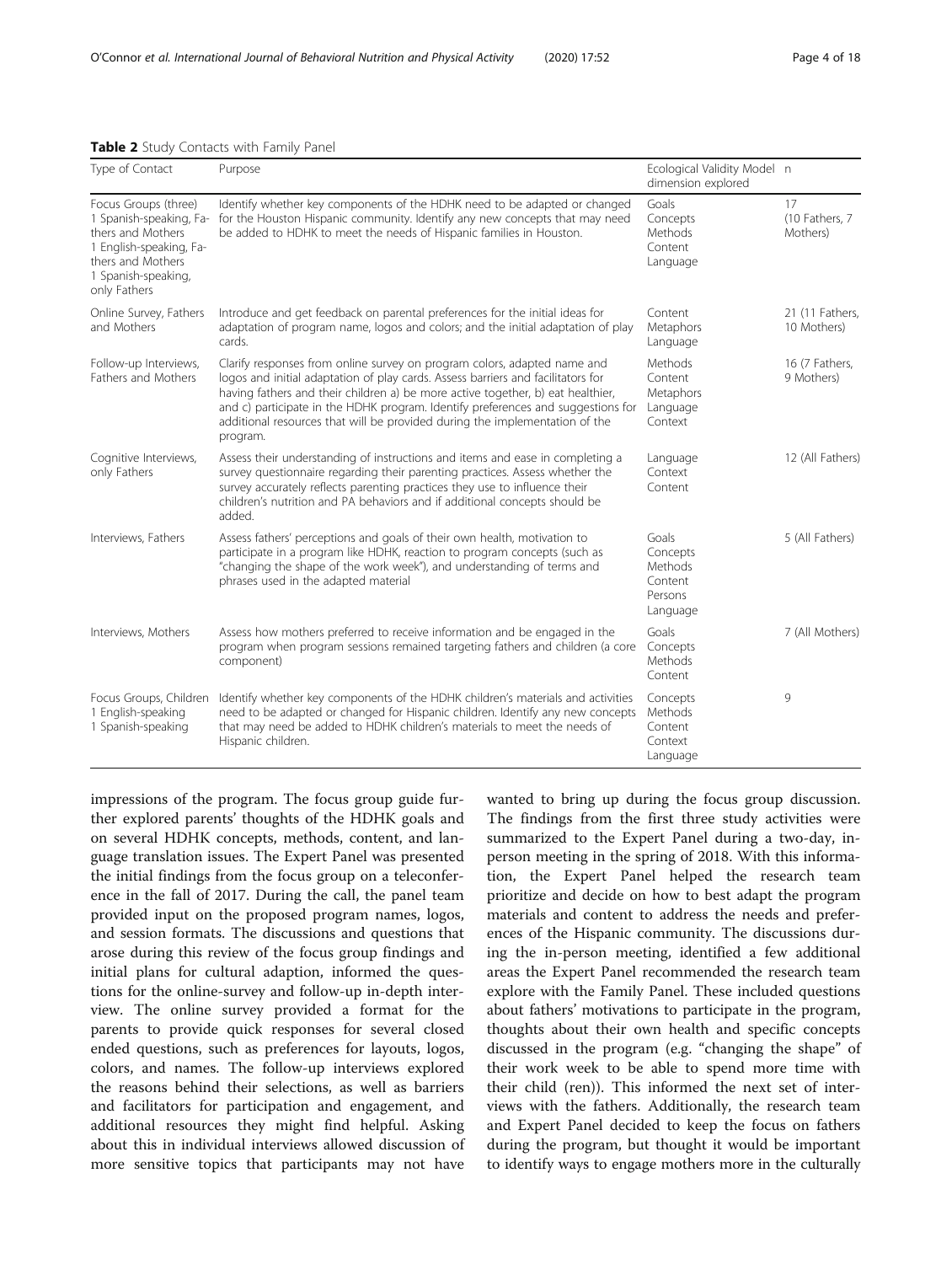**Table 2** Study Contacts with Family Panel

| Type of Contact | Purpose | Ecological Validity Model dimension explored | n |
|---|---|---|---|
| Focus Groups (three) 1 Spanish-speaking, Fathers and Mothers 1 English-speaking, Fathers and Mothers 1 Spanish-speaking, only Fathers | Identify whether key components of the HDHK need to be adapted or changed for the Houston Hispanic community. Identify any new concepts that may need be added to HDHK to meet the needs of Hispanic families in Houston. | Goals Concepts Methods Content Language | 17 (10 Fathers, 7 Mothers) |
| Online Survey, Fathers and Mothers | Introduce and get feedback on parental preferences for the initial ideas for adaptation of program name, logos and colors; and the initial adaptation of play cards. | Content Metaphors Language | 21 (11 Fathers, 10 Mothers) |
| Follow-up Interviews, Fathers and Mothers | Clarify responses from online survey on program colors, adapted name and logos and initial adaptation of play cards. Assess barriers and facilitators for having fathers and their children a) be more active together, b) eat healthier, and c) participate in the HDHK program. Identify preferences and suggestions for additional resources that will be provided during the implementation of the program. | Methods Content Metaphors Language Context | 16 (7 Fathers, 9 Mothers) |
| Cognitive Interviews, only Fathers | Assess their understanding of instructions and items and ease in completing a survey questionnaire regarding their parenting practices. Assess whether the survey accurately reflects parenting practices they use to influence their children's nutrition and PA behaviors and if additional concepts should be added. | Language Context Content | 12 (All Fathers) |
| Interviews, Fathers | Assess fathers' perceptions and goals of their own health, motivation to participate in a program like HDHK, reaction to program concepts (such as "changing the shape of the work week"), and understanding of terms and phrases used in the adapted material | Goals Concepts Methods Content Persons Language | 5 (All Fathers) |
| Interviews, Mothers | Assess how mothers preferred to receive information and be engaged in the program when program sessions remained targeting fathers and children (a core component) | Goals Concepts Methods Content | 7 (All Mothers) |
| Focus Groups, Children 1 English-speaking 1 Spanish-speaking | Identify whether key components of the HDHK children's materials and activities need to be adapted or changed for Hispanic children. Identify any new concepts that may need be added to HDHK children's materials to meet the needs of Hispanic children. | Concepts Methods Content Context Language | 9 |

impressions of the program. The focus group guide further explored parents' thoughts of the HDHK goals and on several HDHK concepts, methods, content, and language translation issues. The Expert Panel was presented the initial findings from the focus group on a teleconference in the fall of 2017. During the call, the panel team provided input on the proposed program names, logos, and session formats. The discussions and questions that arose during this review of the focus group findings and initial plans for cultural adaption, informed the questions for the online-survey and follow-up in-depth interview. The online survey provided a format for the parents to provide quick responses for several closed ended questions, such as preferences for layouts, logos, colors, and names. The follow-up interviews explored the reasons behind their selections, as well as barriers and facilitators for participation and engagement, and additional resources they might find helpful. Asking about this in individual interviews allowed discussion of more sensitive topics that participants may not have wanted to bring up during the focus group discussion. The findings from the first three study activities were summarized to the Expert Panel during a two-day, in-person meeting in the spring of 2018. With this information, the Expert Panel helped the research team prioritize and decide on how to best adapt the program materials and content to address the needs and preferences of the Hispanic community. The discussions during the in-person meeting, identified a few additional areas the Expert Panel recommended the research team explore with the Family Panel. These included questions about fathers' motivations to participate in the program, thoughts about their own health and specific concepts discussed in the program (e.g. "changing the shape" of their work week to be able to spend more time with their child (ren)). This informed the next set of interviews with the fathers. Additionally, the research team and Expert Panel decided to keep the focus on fathers during the program, but thought it would be important to identify ways to engage mothers more in the culturally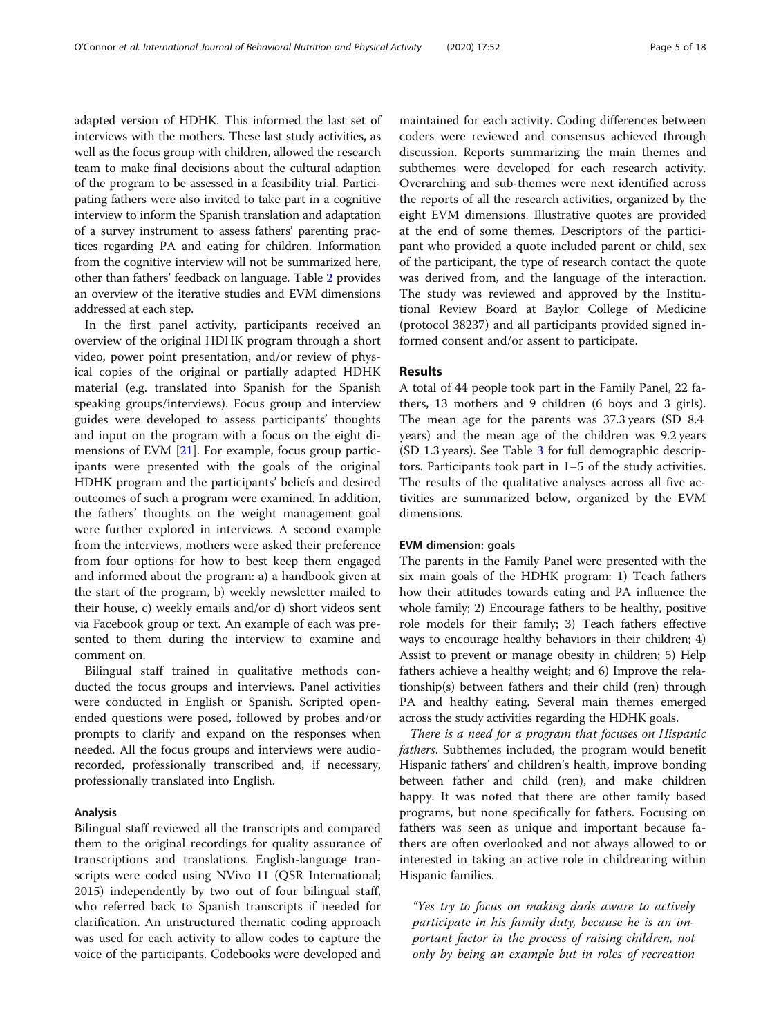adapted version of HDHK. This informed the last set of interviews with the mothers. These last study activities, as well as the focus group with children, allowed the research team to make final decisions about the cultural adaption of the program to be assessed in a feasibility trial. Participating fathers were also invited to take part in a cognitive interview to inform the Spanish translation and adaptation of a survey instrument to assess fathers' parenting practices regarding PA and eating for children. Information from the cognitive interview will not be summarized here, other than fathers' feedback on language. Table 2 provides an overview of the iterative studies and EVM dimensions addressed at each step.

In the first panel activity, participants received an overview of the original HDHK program through a short video, power point presentation, and/or review of physical copies of the original or partially adapted HDHK material (e.g. translated into Spanish for the Spanish speaking groups/interviews). Focus group and interview guides were developed to assess participants' thoughts and input on the program with a focus on the eight dimensions of EVM [21]. For example, focus group participants were presented with the goals of the original HDHK program and the participants' beliefs and desired outcomes of such a program were examined. In addition, the fathers' thoughts on the weight management goal were further explored in interviews. A second example from the interviews, mothers were asked their preference from four options for how to best keep them engaged and informed about the program: a) a handbook given at the start of the program, b) weekly newsletter mailed to their house, c) weekly emails and/or d) short videos sent via Facebook group or text. An example of each was presented to them during the interview to examine and comment on.

Bilingual staff trained in qualitative methods conducted the focus groups and interviews. Panel activities were conducted in English or Spanish. Scripted open-ended questions were posed, followed by probes and/or prompts to clarify and expand on the responses when needed. All the focus groups and interviews were audio-recorded, professionally transcribed and, if necessary, professionally translated into English.

### Analysis

Bilingual staff reviewed all the transcripts and compared them to the original recordings for quality assurance of transcriptions and translations. English-language transcripts were coded using NVivo 11 (QSR International; 2015) independently by two out of four bilingual staff, who referred back to Spanish transcripts if needed for clarification. An unstructured thematic coding approach was used for each activity to allow codes to capture the voice of the participants. Codebooks were developed and maintained for each activity. Coding differences between coders were reviewed and consensus achieved through discussion. Reports summarizing the main themes and subthemes were developed for each research activity. Overarching and sub-themes were next identified across the reports of all the research activities, organized by the eight EVM dimensions. Illustrative quotes are provided at the end of some themes. Descriptors of the participant who provided a quote included parent or child, sex of the participant, the type of research contact the quote was derived from, and the language of the interaction. The study was reviewed and approved by the Institutional Review Board at Baylor College of Medicine (protocol 38237) and all participants provided signed informed consent and/or assent to participate.

## Results

A total of 44 people took part in the Family Panel, 22 fathers, 13 mothers and 9 children (6 boys and 3 girls). The mean age for the parents was 37.3 years (SD 8.4 years) and the mean age of the children was 9.2 years (SD 1.3 years). See Table 3 for full demographic descriptors. Participants took part in 1–5 of the study activities. The results of the qualitative analyses across all five activities are summarized below, organized by the EVM dimensions.

### EVM dimension: goals

The parents in the Family Panel were presented with the six main goals of the HDHK program: 1) Teach fathers how their attitudes towards eating and PA influence the whole family; 2) Encourage fathers to be healthy, positive role models for their family; 3) Teach fathers effective ways to encourage healthy behaviors in their children; 4) Assist to prevent or manage obesity in children; 5) Help fathers achieve a healthy weight; and 6) Improve the relationship(s) between fathers and their child (ren) through PA and healthy eating. Several main themes emerged across the study activities regarding the HDHK goals.

*There is a need for a program that focuses on Hispanic fathers.* Subthemes included, the program would benefit Hispanic fathers' and children's health, improve bonding between father and child (ren), and make children happy. It was noted that there are other family based programs, but none specifically for fathers. Focusing on fathers was seen as unique and important because fathers are often overlooked and not always allowed to or interested in taking an active role in childrearing within Hispanic families.

> *"Yes try to focus on making dads aware to actively participate in his family duty, because he is an important factor in the process of raising children, not only by being an example but in roles of recreation*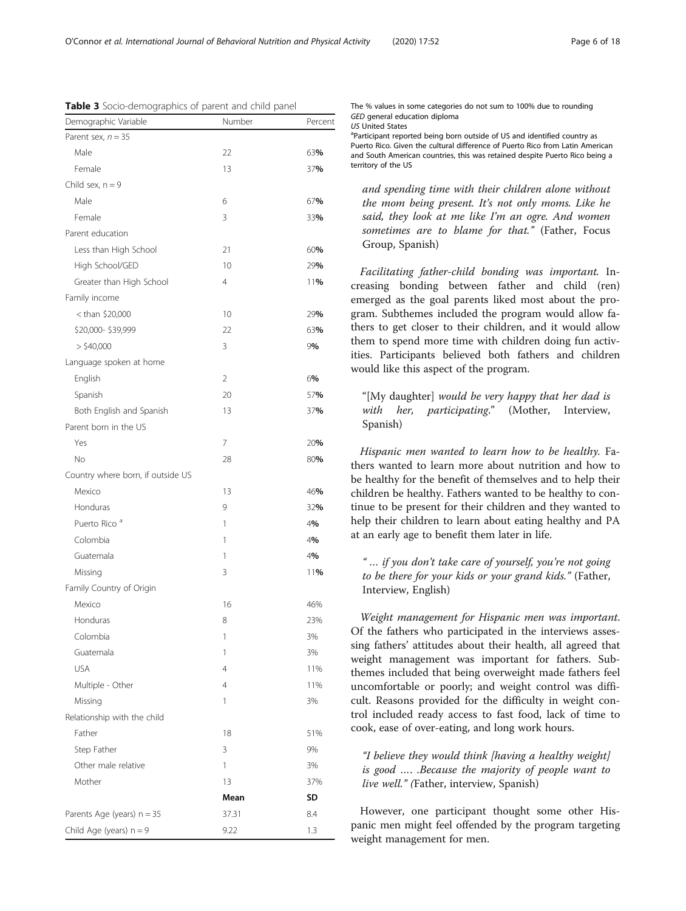**Table 3** Socio-demographics of parent and child panel

| Demographic Variable | Number | Percent |
|---|---|---|
| Parent sex, n = 35 | | |
| Male | 22 | 63% |
| Female | 13 | 37% |
| Child sex, n = 9 | | |
| Male | 6 | 67% |
| Female | 3 | 33% |
| Parent education | | |
| Less than High School | 21 | 60% |
| High School/GED | 10 | 29% |
| Greater than High School | 4 | 11% |
| Family income | | |
| < than $20,000 | 10 | 29% |
| $20,000- $39,999 | 22 | 63% |
| > $40,000 | 3 | 9% |
| Language spoken at home | | |
| English | 2 | 6% |
| Spanish | 20 | 57% |
| Both English and Spanish | 13 | 37% |
| Parent born in the US | | |
| Yes | 7 | 20% |
| No | 28 | 80% |
| Country where born, if outside US | | |
| Mexico | 13 | 46% |
| Honduras | 9 | 32% |
| Puerto Rico [a] | 1 | 4% |
| Colombia | 1 | 4% |
| Guatemala | 1 | 4% |
| Missing | 3 | 11% |
| Family Country of Origin | | |
| Mexico | 16 | 46% |
| Honduras | 8 | 23% |
| Colombia | 1 | 3% |
| Guatemala | 1 | 3% |
| USA | 4 | 11% |
| Multiple - Other | 4 | 11% |
| Missing | 1 | 3% |
| Relationship with the child | | |
| Father | 18 | 51% |
| Step Father | 3 | 9% |
| Other male relative | 1 | 3% |
| Mother | 13 | 37% |
| | **Mean** | **SD** |
| Parents Age (years) n = 35 | 37.31 | 8.4 |
| Child Age (years) n = 9 | 9.22 | 1.3 |

The % values in some categories do not sum to 100% due to rounding
*GED* general education diploma
*US* United States
[a]Participant reported being born outside of US and identified country as Puerto Rico. Given the cultural difference of Puerto Rico from Latin American and South American countries, this was retained despite Puerto Rico being a territory of the US

*and spending time with their children alone without the mom being present. It's not only moms. Like he said, they look at me like I'm an ogre. And women sometimes are to blame for that."* (Father, Focus Group, Spanish)

*Facilitating father-child bonding was important.* Increasing bonding between father and child (ren) emerged as the goal parents liked most about the program. Subthemes included the program would allow fathers to get closer to their children, and it would allow them to spend more time with children doing fun activities. Participants believed both fathers and children would like this aspect of the program.

"[My daughter] *would be very happy that her dad is with her, participating*." (Mother, Interview, Spanish)

*Hispanic men wanted to learn how to be healthy.* Fathers wanted to learn more about nutrition and how to be healthy for the benefit of themselves and to help their children be healthy. Fathers wanted to be healthy to continue to be present for their children and they wanted to help their children to learn about eating healthy and PA at an early age to benefit them later in life.

*" … if you don't take care of yourself, you're not going to be there for your kids or your grand kids."* (Father, Interview, English)

*Weight management for Hispanic men was important.* Of the fathers who participated in the interviews assessing fathers' attitudes about their health, all agreed that weight management was important for fathers. Subthemes included that being overweight made fathers feel uncomfortable or poorly; and weight control was difficult. Reasons provided for the difficulty in weight control included ready access to fast food, lack of time to cook, ease of over-eating, and long work hours.

*"I believe they would think [having a healthy weight] is good …. .Because the majority of people want to live well." (*Father, interview, Spanish)

However, one participant thought some other Hispanic men might feel offended by the program targeting weight management for men.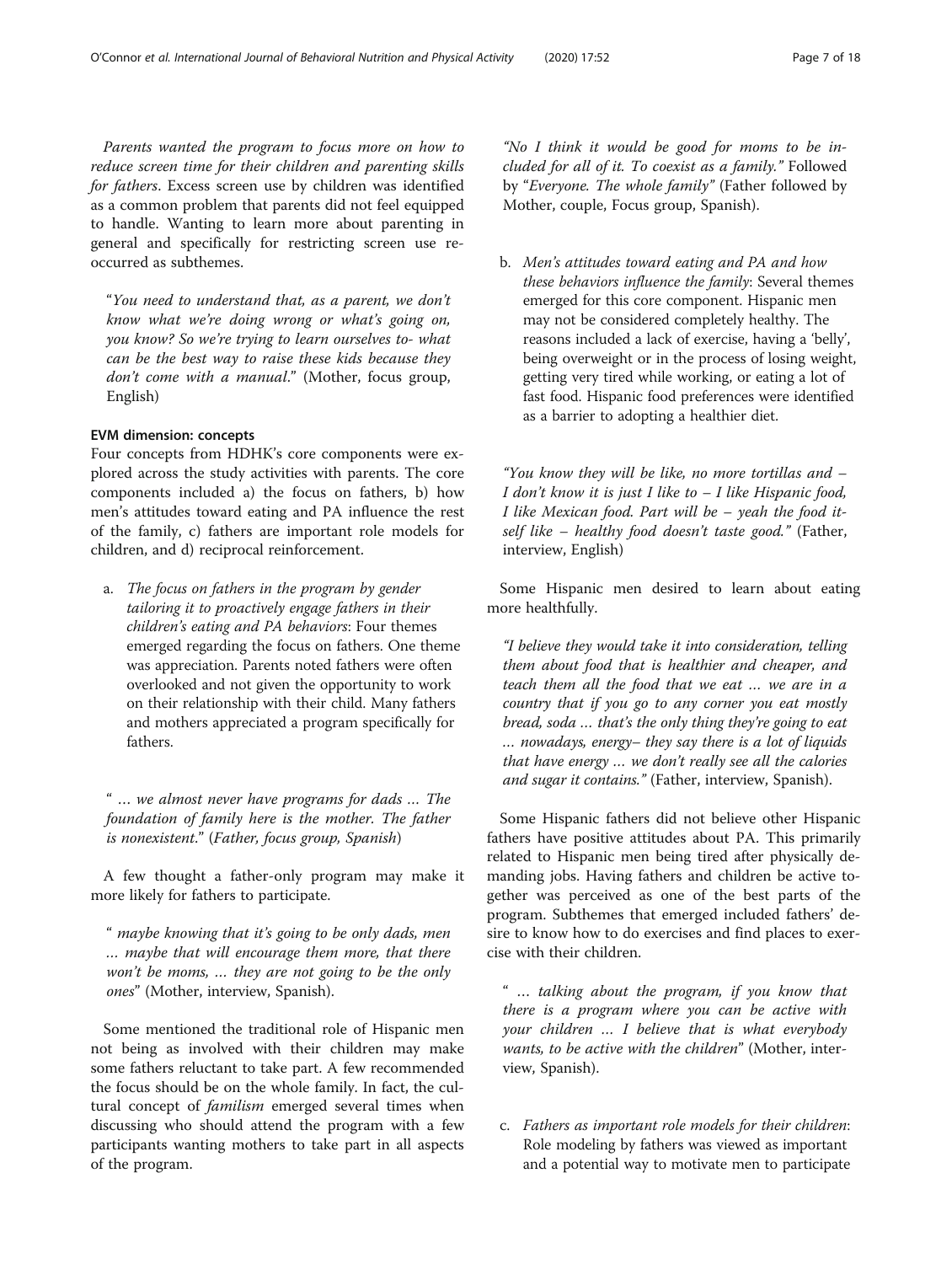*Parents wanted the program to focus more on how to reduce screen time for their children and parenting skills for fathers*. Excess screen use by children was identified as a common problem that parents did not feel equipped to handle. Wanting to learn more about parenting in general and specifically for restricting screen use reoccurred as subthemes.

> "*You need to understand that, as a parent, we don't know what we're doing wrong or what's going on, you know? So we're trying to learn ourselves to- what can be the best way to raise these kids because they don't come with a manual*." (Mother, focus group, English)

#### EVM dimension: concepts

Four concepts from HDHK's core components were explored across the study activities with parents. The core components included a) the focus on fathers, b) how men's attitudes toward eating and PA influence the rest of the family, c) fathers are important role models for children, and d) reciprocal reinforcement.

a. *The focus on fathers in the program by gender tailoring it to proactively engage fathers in their children's eating and PA behaviors*: Four themes emerged regarding the focus on fathers. One theme was appreciation. Parents noted fathers were often overlooked and not given the opportunity to work on their relationship with their child. Many fathers and mothers appreciated a program specifically for fathers.

> " *… we almost never have programs for dads … The foundation of family here is the mother. The father is nonexistent*." (*Father, focus group, Spanish*)

A few thought a father-only program may make it more likely for fathers to participate.

> " *maybe knowing that it's going to be only dads, men … maybe that will encourage them more, that there won't be moms, … they are not going to be the only ones*" (Mother, interview, Spanish).

Some mentioned the traditional role of Hispanic men not being as involved with their children may make some fathers reluctant to take part. A few recommended the focus should be on the whole family. In fact, the cultural concept of *familism* emerged several times when discussing who should attend the program with a few participants wanting mothers to take part in all aspects of the program.

> *"No I think it would be good for moms to be included for all of it. To coexist as a family."* Followed by "*Everyone. The whole family"* (Father followed by Mother, couple, Focus group, Spanish).

b. *Men's attitudes toward eating and PA and how these behaviors influence the family*: Several themes emerged for this core component. Hispanic men may not be considered completely healthy. The reasons included a lack of exercise, having a 'belly', being overweight or in the process of losing weight, getting very tired while working, or eating a lot of fast food. Hispanic food preferences were identified as a barrier to adopting a healthier diet.

> *"You know they will be like, no more tortillas and – I don't know it is just I like to – I like Hispanic food, I like Mexican food. Part will be – yeah the food itself like – healthy food doesn't taste good."* (Father, interview, English)

Some Hispanic men desired to learn about eating more healthfully.

> *"I believe they would take it into consideration, telling them about food that is healthier and cheaper, and teach them all the food that we eat … we are in a country that if you go to any corner you eat mostly bread, soda … that's the only thing they're going to eat … nowadays, energy– they say there is a lot of liquids that have energy … we don't really see all the calories and sugar it contains."* (Father, interview, Spanish).

Some Hispanic fathers did not believe other Hispanic fathers have positive attitudes about PA. This primarily related to Hispanic men being tired after physically demanding jobs. Having fathers and children be active together was perceived as one of the best parts of the program. Subthemes that emerged included fathers' desire to know how to do exercises and find places to exercise with their children.

> " *… talking about the program, if you know that there is a program where you can be active with your children … I believe that is what everybody wants, to be active with the children*" (Mother, interview, Spanish).

c. *Fathers as important role models for their children*: Role modeling by fathers was viewed as important and a potential way to motivate men to participate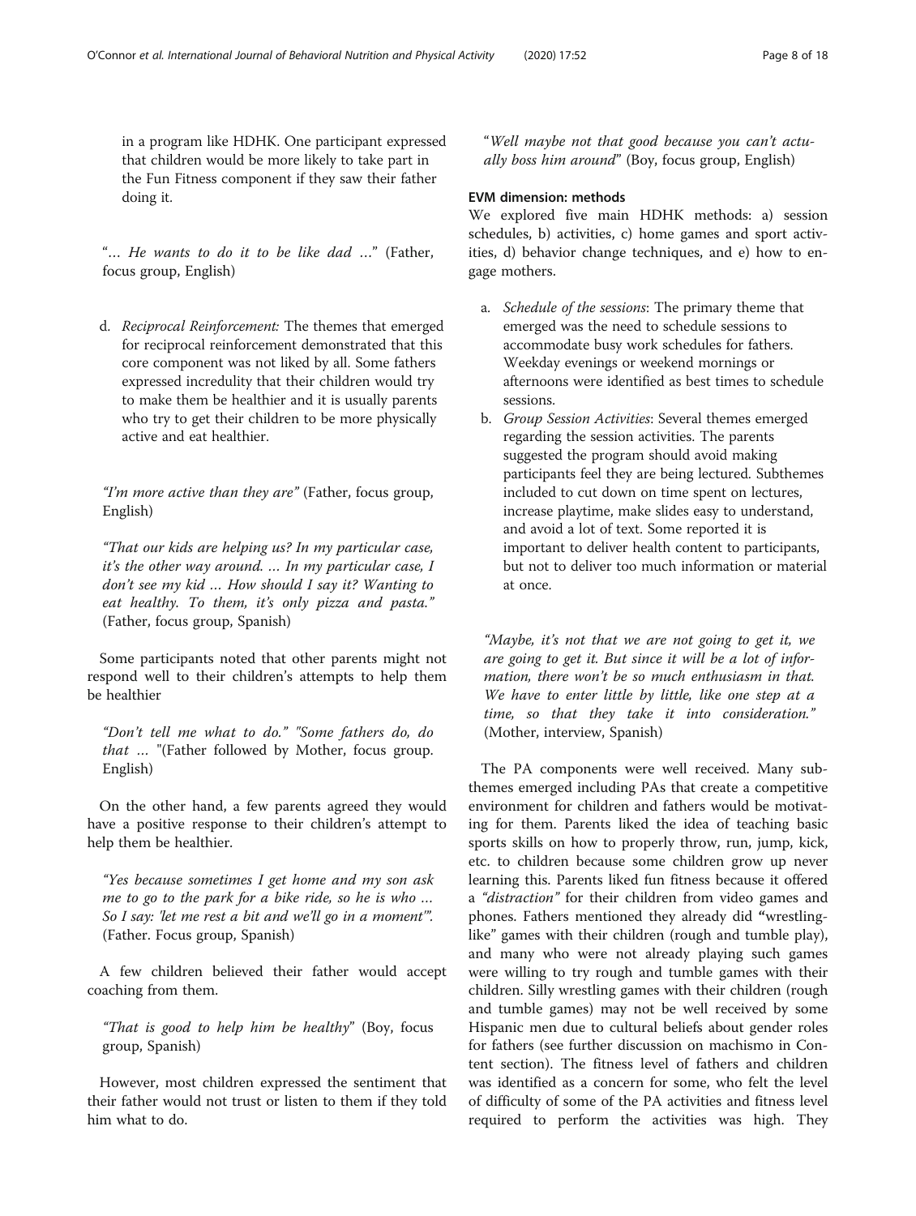in a program like HDHK. One participant expressed that children would be more likely to take part in the Fun Fitness component if they saw their father doing it.

"… *He wants to do it to be like dad* …" (Father, focus group, English)

d. *Reciprocal Reinforcement:* The themes that emerged for reciprocal reinforcement demonstrated that this core component was not liked by all. Some fathers expressed incredulity that their children would try to make them be healthier and it is usually parents who try to get their children to be more physically active and eat healthier.

*"I'm more active than they are"* (Father, focus group, English)

*"That our kids are helping us? In my particular case, it's the other way around. … In my particular case, I don't see my kid … How should I say it? Wanting to eat healthy. To them, it's only pizza and pasta."* (Father, focus group, Spanish)

Some participants noted that other parents might not respond well to their children's attempts to help them be healthier

*"Don't tell me what to do." "Some fathers do, do that …* "(Father followed by Mother, focus group. English)

On the other hand, a few parents agreed they would have a positive response to their children's attempt to help them be healthier.

*"Yes because sometimes I get home and my son ask me to go to the park for a bike ride, so he is who … So I say: 'let me rest a bit and we'll go in a moment'".* (Father. Focus group, Spanish)

A few children believed their father would accept coaching from them.

*"That is good to help him be healthy"* (Boy, focus group, Spanish)

However, most children expressed the sentiment that their father would not trust or listen to them if they told him what to do.

"*Well maybe not that good because you can't actually boss him around*" (Boy, focus group, English)

#### EVM dimension: methods

We explored five main HDHK methods: a) session schedules, b) activities, c) home games and sport activities, d) behavior change techniques, and e) how to engage mothers.

a. *Schedule of the sessions*: The primary theme that emerged was the need to schedule sessions to accommodate busy work schedules for fathers. Weekday evenings or weekend mornings or afternoons were identified as best times to schedule sessions.
b. *Group Session Activities*: Several themes emerged regarding the session activities. The parents suggested the program should avoid making participants feel they are being lectured. Subthemes included to cut down on time spent on lectures, increase playtime, make slides easy to understand, and avoid a lot of text. Some reported it is important to deliver health content to participants, but not to deliver too much information or material at once.

*"Maybe, it's not that we are not going to get it, we are going to get it. But since it will be a lot of information, there won't be so much enthusiasm in that. We have to enter little by little, like one step at a time, so that they take it into consideration."* (Mother, interview, Spanish)

The PA components were well received. Many subthemes emerged including PAs that create a competitive environment for children and fathers would be motivating for them. Parents liked the idea of teaching basic sports skills on how to properly throw, run, jump, kick, etc. to children because some children grow up never learning this. Parents liked fun fitness because it offered a *"distraction"* for their children from video games and phones. Fathers mentioned they already did **"**wrestling-like" games with their children (rough and tumble play), and many who were not already playing such games were willing to try rough and tumble games with their children. Silly wrestling games with their children (rough and tumble games) may not be well received by some Hispanic men due to cultural beliefs about gender roles for fathers (see further discussion on machismo in Content section). The fitness level of fathers and children was identified as a concern for some, who felt the level of difficulty of some of the PA activities and fitness level required to perform the activities was high. They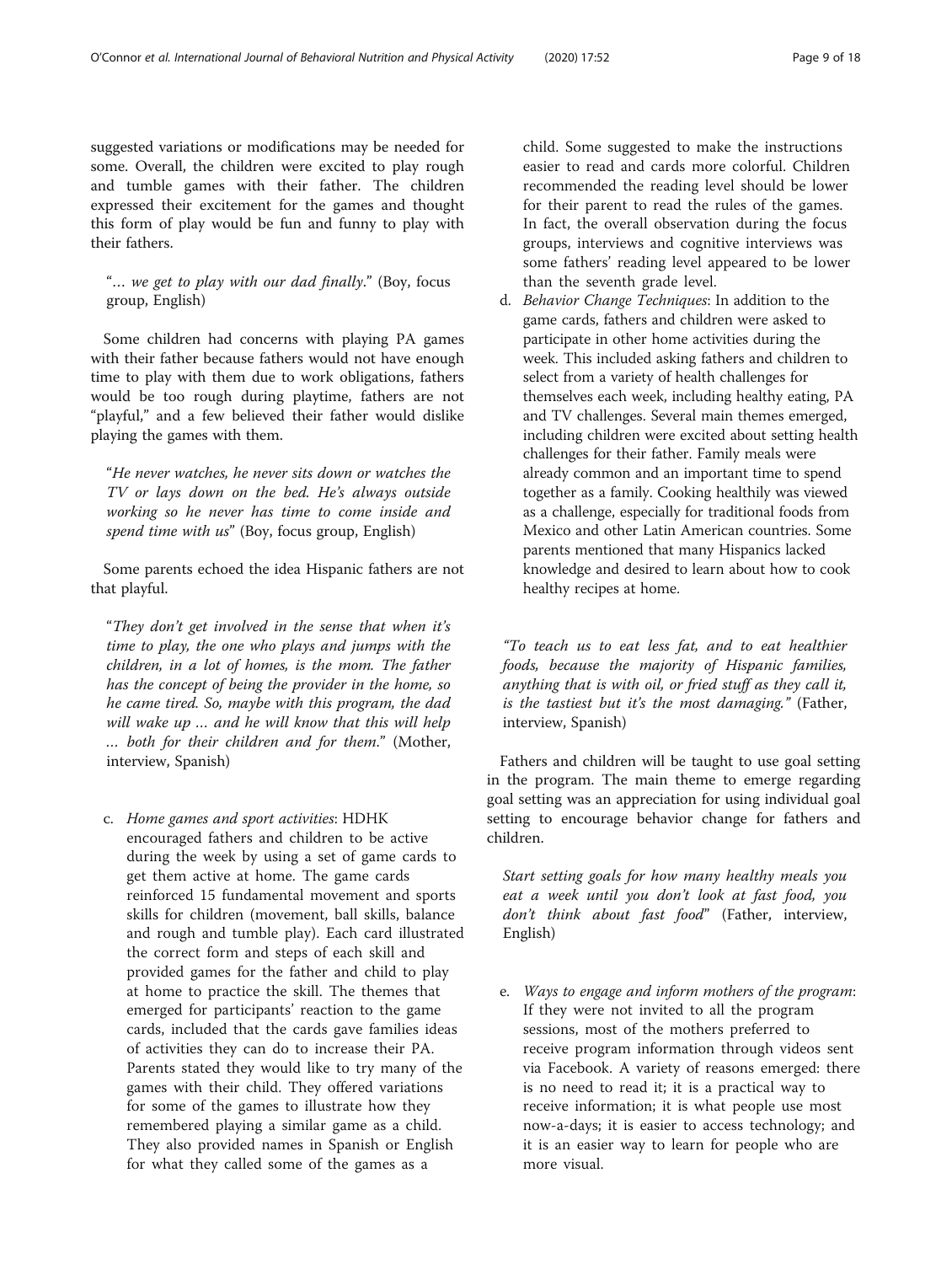suggested variations or modifications may be needed for some. Overall, the children were excited to play rough and tumble games with their father. The children expressed their excitement for the games and thought this form of play would be fun and funny to play with their fathers.

> "… *we get to play with our dad finally*." (Boy, focus group, English)

Some children had concerns with playing PA games with their father because fathers would not have enough time to play with them due to work obligations, fathers would be too rough during playtime, fathers are not "playful," and a few believed their father would dislike playing the games with them.

> "*He never watches, he never sits down or watches the TV or lays down on the bed. He's always outside working so he never has time to come inside and spend time with us*" (Boy, focus group, English)

Some parents echoed the idea Hispanic fathers are not that playful.

> "*They don't get involved in the sense that when it's time to play, the one who plays and jumps with the children, in a lot of homes, is the mom. The father has the concept of being the provider in the home, so he came tired. So, maybe with this program, the dad will wake up … and he will know that this will help … both for their children and for them*." (Mother, interview, Spanish)

c. *Home games and sport activities*: HDHK encouraged fathers and children to be active during the week by using a set of game cards to get them active at home. The game cards reinforced 15 fundamental movement and sports skills for children (movement, ball skills, balance and rough and tumble play). Each card illustrated the correct form and steps of each skill and provided games for the father and child to play at home to practice the skill. The themes that emerged for participants' reaction to the game cards, included that the cards gave families ideas of activities they can do to increase their PA. Parents stated they would like to try many of the games with their child. They offered variations for some of the games to illustrate how they remembered playing a similar game as a child. They also provided names in Spanish or English for what they called some of the games as a child. Some suggested to make the instructions easier to read and cards more colorful. Children recommended the reading level should be lower for their parent to read the rules of the games. In fact, the overall observation during the focus groups, interviews and cognitive interviews was some fathers' reading level appeared to be lower than the seventh grade level.

d. *Behavior Change Techniques*: In addition to the game cards, fathers and children were asked to participate in other home activities during the week. This included asking fathers and children to select from a variety of health challenges for themselves each week, including healthy eating, PA and TV challenges. Several main themes emerged, including children were excited about setting health challenges for their father. Family meals were already common and an important time to spend together as a family. Cooking healthily was viewed as a challenge, especially for traditional foods from Mexico and other Latin American countries. Some parents mentioned that many Hispanics lacked knowledge and desired to learn about how to cook healthy recipes at home.

> *"To teach us to eat less fat, and to eat healthier foods, because the majority of Hispanic families, anything that is with oil, or fried stuff as they call it, is the tastiest but it's the most damaging."* (Father, interview, Spanish)

Fathers and children will be taught to use goal setting in the program. The main theme to emerge regarding goal setting was an appreciation for using individual goal setting to encourage behavior change for fathers and children.

> *Start setting goals for how many healthy meals you eat a week until you don't look at fast food, you don't think about fast food*" (Father, interview, English)

e. *Ways to engage and inform mothers of the program*: If they were not invited to all the program sessions, most of the mothers preferred to receive program information through videos sent via Facebook. A variety of reasons emerged: there is no need to read it; it is a practical way to receive information; it is what people use most now-a-days; it is easier to access technology; and it is an easier way to learn for people who are more visual.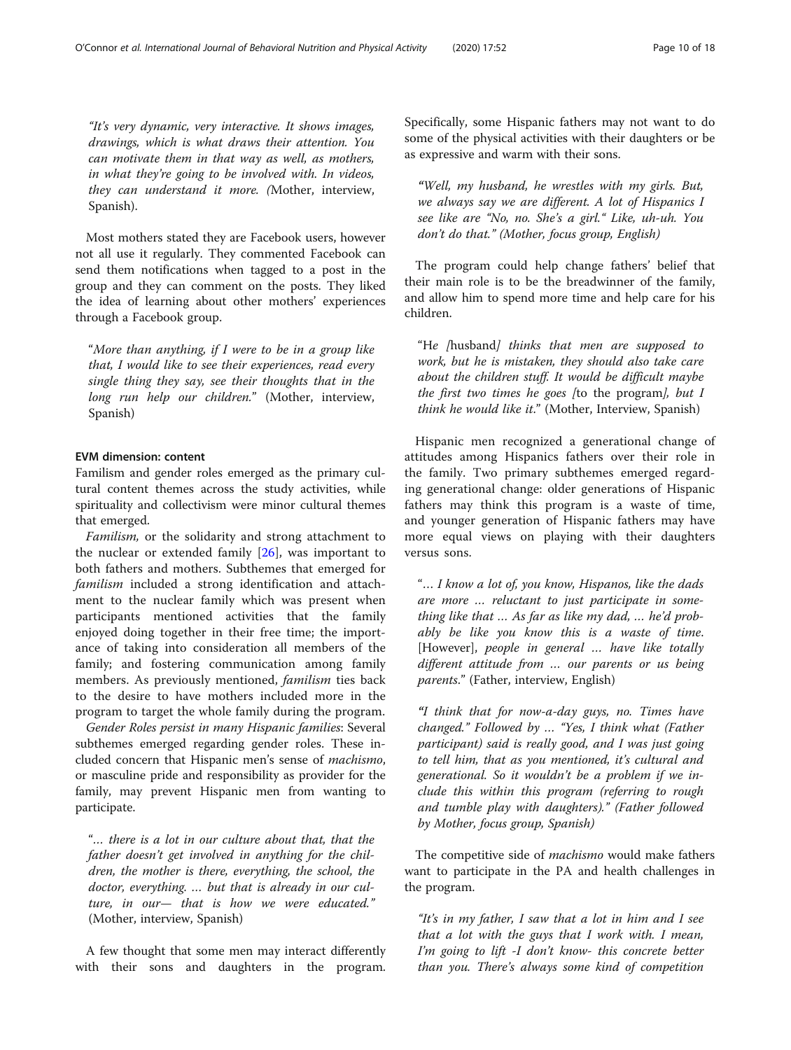"It's very dynamic, very interactive. It shows images, drawings, which is what draws their attention. You can motivate them in that way as well, as mothers, in what they're going to be involved with. In videos, they can understand it more. (Mother, interview, Spanish).

Most mothers stated they are Facebook users, however not all use it regularly. They commented Facebook can send them notifications when tagged to a post in the group and they can comment on the posts. They liked the idea of learning about other mothers' experiences through a Facebook group.

"More than anything, if I were to be in a group like that, I would like to see their experiences, read every single thing they say, see their thoughts that in the long run help our children." (Mother, interview, Spanish)

#### EVM dimension: content

Familism and gender roles emerged as the primary cultural content themes across the study activities, while spirituality and collectivism were minor cultural themes that emerged.

*Familism,* or the solidarity and strong attachment to the nuclear or extended family [26], was important to both fathers and mothers. Subthemes that emerged for *familism* included a strong identification and attachment to the nuclear family which was present when participants mentioned activities that the family enjoyed doing together in their free time; the importance of taking into consideration all members of the family; and fostering communication among family members. As previously mentioned, *familism* ties back to the desire to have mothers included more in the program to target the whole family during the program.

*Gender Roles persist in many Hispanic families*: Several subthemes emerged regarding gender roles. These included concern that Hispanic men's sense of *machismo*, or masculine pride and responsibility as provider for the family, may prevent Hispanic men from wanting to participate.

"… there is a lot in our culture about that, that the father doesn't get involved in anything for the children, the mother is there, everything, the school, the doctor, everything. … but that is already in our culture, in our— that is how we were educated." (Mother, interview, Spanish)

A few thought that some men may interact differently with their sons and daughters in the program. Specifically, some Hispanic fathers may not want to do some of the physical activities with their daughters or be as expressive and warm with their sons.

"Well, my husband, he wrestles with my girls. But, we always say we are different. A lot of Hispanics I see like are "No, no. She's a girl." Like, uh-uh. You don't do that." (Mother, focus group, English)

The program could help change fathers' belief that their main role is to be the breadwinner of the family, and allow him to spend more time and help care for his children.

"He [husband] thinks that men are supposed to work, but he is mistaken, they should also take care about the children stuff. It would be difficult maybe the first two times he goes [to the program], but I think he would like it." (Mother, Interview, Spanish)

Hispanic men recognized a generational change of attitudes among Hispanics fathers over their role in the family. Two primary subthemes emerged regarding generational change: older generations of Hispanic fathers may think this program is a waste of time, and younger generation of Hispanic fathers may have more equal views on playing with their daughters versus sons.

"… I know a lot of, you know, Hispanos, like the dads are more … reluctant to just participate in something like that … As far as like my dad, … he'd probably be like you know this is a waste of time. [However], people in general … have like totally different attitude from … our parents or us being parents." (Father, interview, English)

"I think that for now-a-day guys, no. Times have changed." Followed by … "Yes, I think what (Father participant) said is really good, and I was just going to tell him, that as you mentioned, it's cultural and generational. So it wouldn't be a problem if we include this within this program (referring to rough and tumble play with daughters)." (Father followed by Mother, focus group, Spanish)

The competitive side of *machismo* would make fathers want to participate in the PA and health challenges in the program.

"It's in my father, I saw that a lot in him and I see that a lot with the guys that I work with. I mean, I'm going to lift -I don't know- this concrete better than you. There's always some kind of competition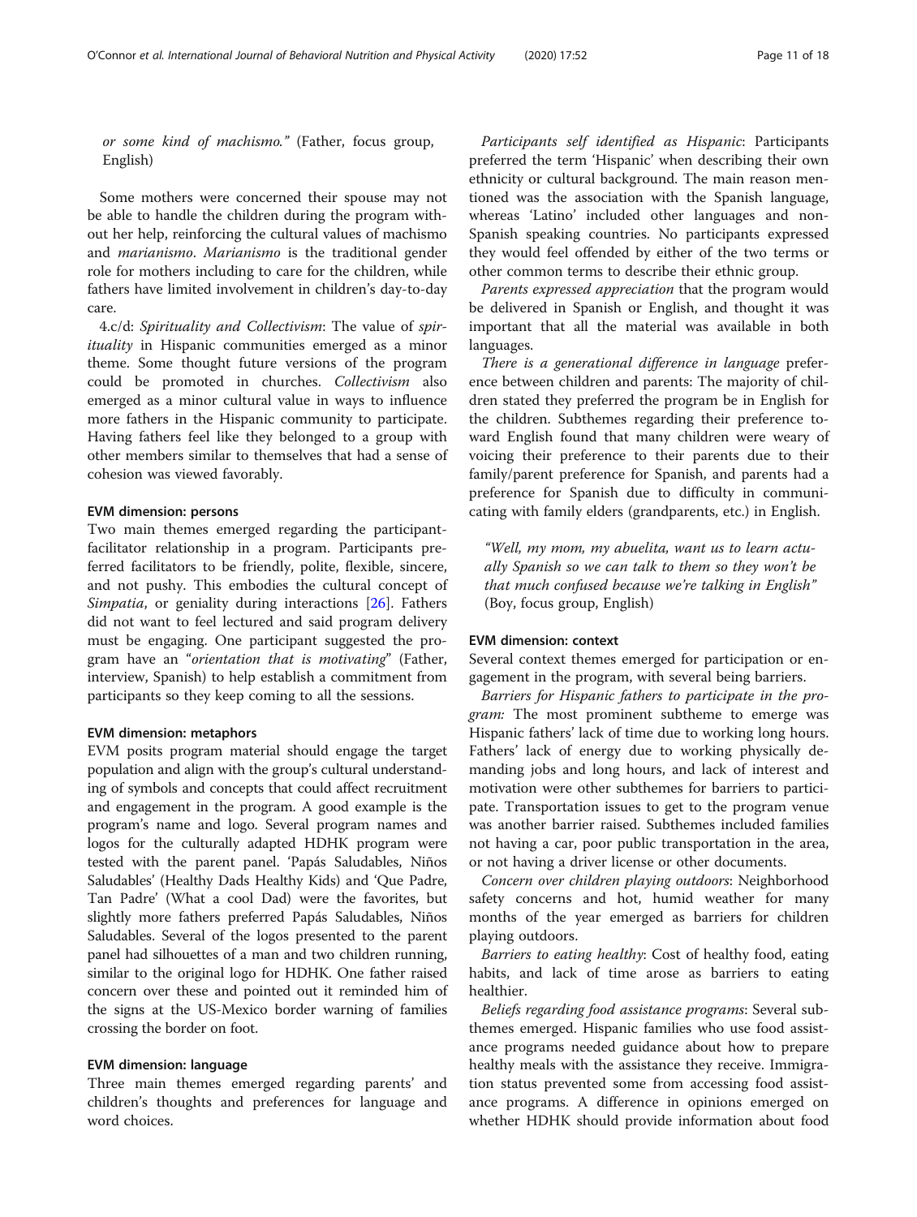*or some kind of machismo."* (Father, focus group, English)

Some mothers were concerned their spouse may not be able to handle the children during the program without her help, reinforcing the cultural values of machismo and *marianismo*. *Marianismo* is the traditional gender role for mothers including to care for the children, while fathers have limited involvement in children's day-to-day care.

4.c/d: *Spirituality and Collectivism*: The value of *spirituality* in Hispanic communities emerged as a minor theme. Some thought future versions of the program could be promoted in churches. *Collectivism* also emerged as a minor cultural value in ways to influence more fathers in the Hispanic community to participate. Having fathers feel like they belonged to a group with other members similar to themselves that had a sense of cohesion was viewed favorably.

#### EVM dimension: persons

Two main themes emerged regarding the participant-facilitator relationship in a program. Participants preferred facilitators to be friendly, polite, flexible, sincere, and not pushy. This embodies the cultural concept of *Simpatia*, or geniality during interactions [26]. Fathers did not want to feel lectured and said program delivery must be engaging. One participant suggested the program have an "*orientation that is motivating*" (Father, interview, Spanish) to help establish a commitment from participants so they keep coming to all the sessions.

#### EVM dimension: metaphors

EVM posits program material should engage the target population and align with the group's cultural understanding of symbols and concepts that could affect recruitment and engagement in the program. A good example is the program's name and logo. Several program names and logos for the culturally adapted HDHK program were tested with the parent panel. 'Papás Saludables, Niños Saludables' (Healthy Dads Healthy Kids) and 'Que Padre, Tan Padre' (What a cool Dad) were the favorites, but slightly more fathers preferred Papás Saludables, Niños Saludables. Several of the logos presented to the parent panel had silhouettes of a man and two children running, similar to the original logo for HDHK. One father raised concern over these and pointed out it reminded him of the signs at the US-Mexico border warning of families crossing the border on foot.

#### EVM dimension: language

Three main themes emerged regarding parents' and children's thoughts and preferences for language and word choices.

*Participants self identified as Hispanic*: Participants preferred the term 'Hispanic' when describing their own ethnicity or cultural background. The main reason mentioned was the association with the Spanish language, whereas 'Latino' included other languages and non-Spanish speaking countries. No participants expressed they would feel offended by either of the two terms or other common terms to describe their ethnic group.

*Parents expressed appreciation* that the program would be delivered in Spanish or English, and thought it was important that all the material was available in both languages.

*There is a generational difference in language* preference between children and parents: The majority of children stated they preferred the program be in English for the children. Subthemes regarding their preference toward English found that many children were weary of voicing their preference to their parents due to their family/parent preference for Spanish, and parents had a preference for Spanish due to difficulty in communicating with family elders (grandparents, etc.) in English.

> *"Well, my mom, my abuelita, want us to learn actually Spanish so we can talk to them so they won't be that much confused because we're talking in English"* (Boy, focus group, English)

#### EVM dimension: context

Several context themes emerged for participation or engagement in the program, with several being barriers.

*Barriers for Hispanic fathers to participate in the program:* The most prominent subtheme to emerge was Hispanic fathers' lack of time due to working long hours. Fathers' lack of energy due to working physically demanding jobs and long hours, and lack of interest and motivation were other subthemes for barriers to participate. Transportation issues to get to the program venue was another barrier raised. Subthemes included families not having a car, poor public transportation in the area, or not having a driver license or other documents.

*Concern over children playing outdoors*: Neighborhood safety concerns and hot, humid weather for many months of the year emerged as barriers for children playing outdoors.

*Barriers to eating healthy*: Cost of healthy food, eating habits, and lack of time arose as barriers to eating healthier.

*Beliefs regarding food assistance programs*: Several subthemes emerged. Hispanic families who use food assistance programs needed guidance about how to prepare healthy meals with the assistance they receive. Immigration status prevented some from accessing food assistance programs. A difference in opinions emerged on whether HDHK should provide information about food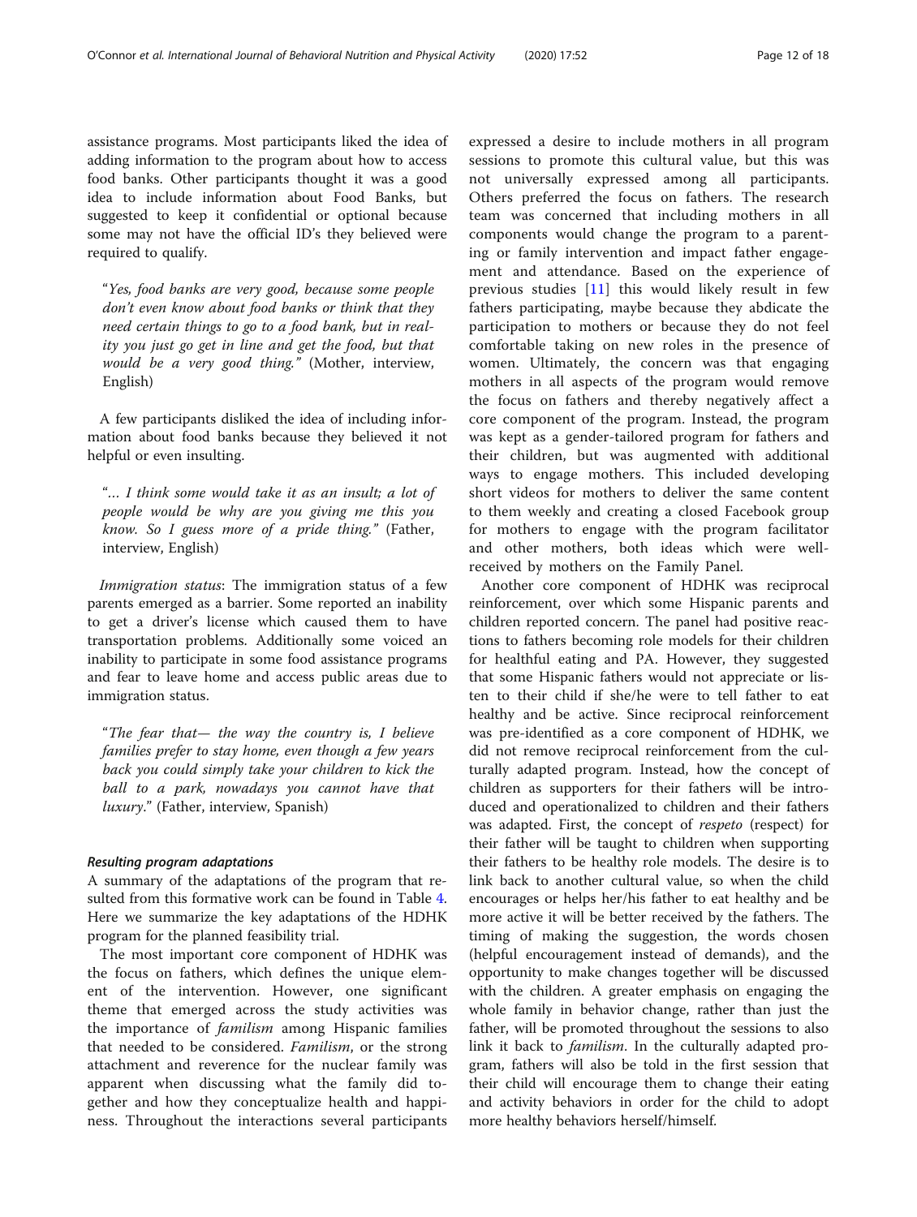assistance programs. Most participants liked the idea of adding information to the program about how to access food banks. Other participants thought it was a good idea to include information about Food Banks, but suggested to keep it confidential or optional because some may not have the official ID's they believed were required to qualify.

> "*Yes, food banks are very good, because some people don't even know about food banks or think that they need certain things to go to a food bank, but in reality you just go get in line and get the food, but that would be a very good thing.*" (Mother, interview, English)

A few participants disliked the idea of including information about food banks because they believed it not helpful or even insulting.

> "*… I think some would take it as an insult; a lot of people would be why are you giving me this you know. So I guess more of a pride thing.*" (Father, interview, English)

*Immigration status*: The immigration status of a few parents emerged as a barrier. Some reported an inability to get a driver's license which caused them to have transportation problems. Additionally some voiced an inability to participate in some food assistance programs and fear to leave home and access public areas due to immigration status.

> "*The fear that— the way the country is, I believe families prefer to stay home, even though a few years back you could simply take your children to kick the ball to a park, nowadays you cannot have that luxury*." (Father, interview, Spanish)

#### *Resulting program adaptations*

A summary of the adaptations of the program that resulted from this formative work can be found in Table 4. Here we summarize the key adaptations of the HDHK program for the planned feasibility trial.

The most important core component of HDHK was the focus on fathers, which defines the unique element of the intervention. However, one significant theme that emerged across the study activities was the importance of *familism* among Hispanic families that needed to be considered. *Familism*, or the strong attachment and reverence for the nuclear family was apparent when discussing what the family did together and how they conceptualize health and happiness. Throughout the interactions several participants expressed a desire to include mothers in all program sessions to promote this cultural value, but this was not universally expressed among all participants. Others preferred the focus on fathers. The research team was concerned that including mothers in all components would change the program to a parenting or family intervention and impact father engagement and attendance. Based on the experience of previous studies [11] this would likely result in few fathers participating, maybe because they abdicate the participation to mothers or because they do not feel comfortable taking on new roles in the presence of women. Ultimately, the concern was that engaging mothers in all aspects of the program would remove the focus on fathers and thereby negatively affect a core component of the program. Instead, the program was kept as a gender-tailored program for fathers and their children, but was augmented with additional ways to engage mothers. This included developing short videos for mothers to deliver the same content to them weekly and creating a closed Facebook group for mothers to engage with the program facilitator and other mothers, both ideas which were well-received by mothers on the Family Panel.

Another core component of HDHK was reciprocal reinforcement, over which some Hispanic parents and children reported concern. The panel had positive reactions to fathers becoming role models for their children for healthful eating and PA. However, they suggested that some Hispanic fathers would not appreciate or listen to their child if she/he were to tell father to eat healthy and be active. Since reciprocal reinforcement was pre-identified as a core component of HDHK, we did not remove reciprocal reinforcement from the culturally adapted program. Instead, how the concept of children as supporters for their fathers will be introduced and operationalized to children and their fathers was adapted. First, the concept of *respeto* (respect) for their father will be taught to children when supporting their fathers to be healthy role models. The desire is to link back to another cultural value, so when the child encourages or helps her/his father to eat healthy and be more active it will be better received by the fathers. The timing of making the suggestion, the words chosen (helpful encouragement instead of demands), and the opportunity to make changes together will be discussed with the children. A greater emphasis on engaging the whole family in behavior change, rather than just the father, will be promoted throughout the sessions to also link it back to *familism*. In the culturally adapted program, fathers will also be told in the first session that their child will encourage them to change their eating and activity behaviors in order for the child to adopt more healthy behaviors herself/himself.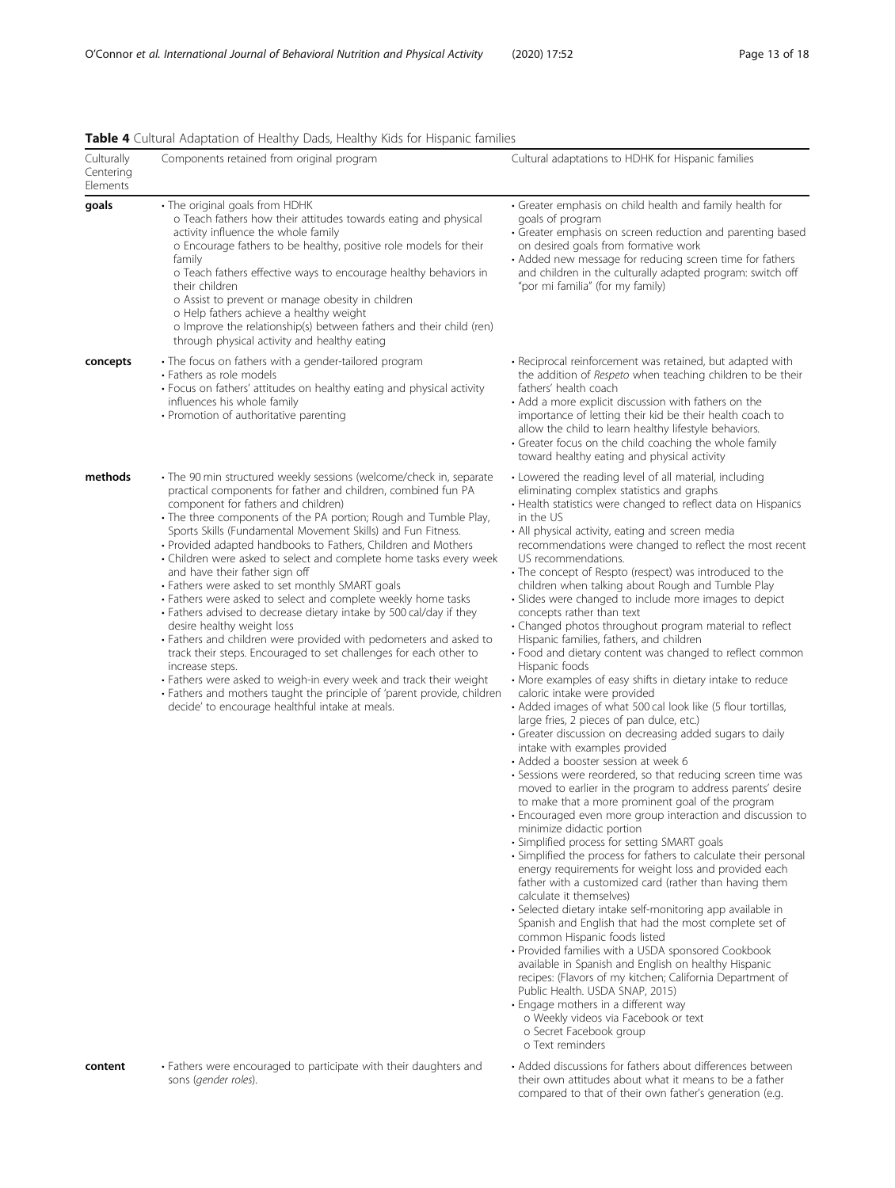**Table 4** Cultural Adaptation of Healthy Dads, Healthy Kids for Hispanic families

| Culturally Centering Elements | Components retained from original program | Cultural adaptations to HDHK for Hispanic families |
|---|---|---|
| **goals** | • The original goals from HDHK<br>o Teach fathers how their attitudes towards eating and physical activity influence the whole family<br>o Encourage fathers to be healthy, positive role models for their family<br>o Teach fathers effective ways to encourage healthy behaviors in their children<br>o Assist to prevent or manage obesity in children<br>o Help fathers achieve a healthy weight<br>o Improve the relationship(s) between fathers and their child (ren) through physical activity and healthy eating | • Greater emphasis on child health and family health for goals of program<br>• Greater emphasis on screen reduction and parenting based on desired goals from formative work<br>• Added new message for reducing screen time for fathers and children in the culturally adapted program: switch off "por mi familia" (for my family) |
| **concepts** | • The focus on fathers with a gender-tailored program<br>• Fathers as role models<br>• Focus on fathers' attitudes on healthy eating and physical activity influences his whole family<br>• Promotion of authoritative parenting | • Reciprocal reinforcement was retained, but adapted with the addition of *Respeto* when teaching children to be their fathers' health coach<br>• Add a more explicit discussion with fathers on the importance of letting their kid be their health coach to allow the child to learn healthy lifestyle behaviors.<br>• Greater focus on the child coaching the whole family toward healthy eating and physical activity |
| **methods** | • The 90 min structured weekly sessions (welcome/check in, separate practical components for father and children, combined fun PA component for fathers and children)<br>• The three components of the PA portion; Rough and Tumble Play, Sports Skills (Fundamental Movement Skills) and Fun Fitness.<br>• Provided adapted handbooks to Fathers, Children and Mothers<br>• Children were asked to select and complete home tasks every week and have their father sign off<br>• Fathers were asked to set monthly SMART goals<br>• Fathers were asked to select and complete weekly home tasks<br>• Fathers advised to decrease dietary intake by 500 cal/day if they desire healthy weight loss<br>• Fathers and children were provided with pedometers and asked to track their steps. Encouraged to set challenges for each other to increase steps.<br>• Fathers were asked to weigh-in every week and track their weight<br>• Fathers and mothers taught the principle of 'parent provide, children decide' to encourage healthful intake at meals. | • Lowered the reading level of all material, including eliminating complex statistics and graphs<br>• Health statistics were changed to reflect data on Hispanics in the US<br>• All physical activity, eating and screen media recommendations were changed to reflect the most recent US recommendations.<br>• The concept of Respto (respect) was introduced to the children when talking about Rough and Tumble Play<br>• Slides were changed to include more images to depict concepts rather than text<br>• Changed photos throughout program material to reflect Hispanic families, fathers, and children<br>• Food and dietary content was changed to reflect common Hispanic foods<br>• More examples of easy shifts in dietary intake to reduce caloric intake were provided<br>• Added images of what 500 cal look like (5 flour tortillas, large fries, 2 pieces of pan dulce, etc.)<br>• Greater discussion on decreasing added sugars to daily intake with examples provided<br>• Added a booster session at week 6<br>• Sessions were reordered, so that reducing screen time was moved to earlier in the program to address parents' desire to make that a more prominent goal of the program<br>• Encouraged even more group interaction and discussion to minimize didactic portion<br>• Simplified process for setting SMART goals<br>• Simplified the process for fathers to calculate their personal energy requirements for weight loss and provided each father with a customized card (rather than having them calculate it themselves)<br>• Selected dietary intake self-monitoring app available in Spanish and English that had the most complete set of common Hispanic foods listed<br>• Provided families with a USDA sponsored Cookbook available in Spanish and English on healthy Hispanic recipes: (Flavors of my kitchen; California Department of Public Health. USDA SNAP, 2015)<br>• Engage mothers in a different way<br>o Weekly videos via Facebook or text<br>o Secret Facebook group<br>o Text reminders |
| **content** | • Fathers were encouraged to participate with their daughters and sons (*gender roles*). | • Added discussions for fathers about differences between their own attitudes about what it means to be a father compared to that of their own father's generation (e.g. |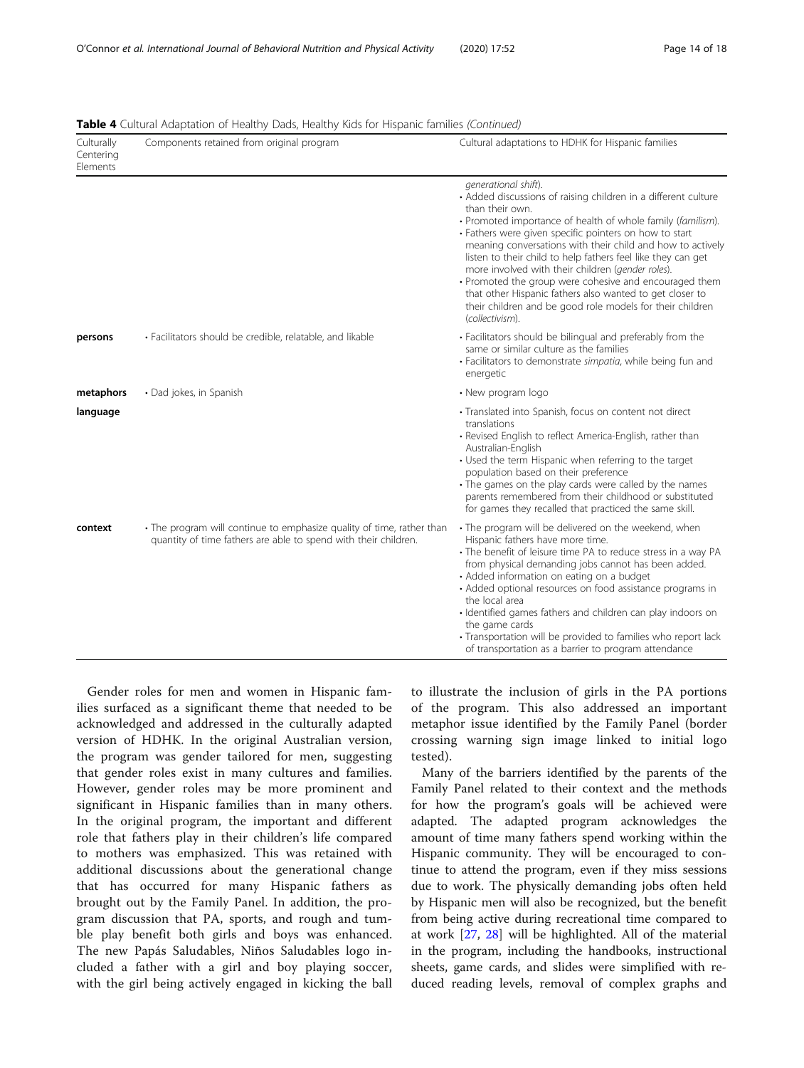**Table 4** Cultural Adaptation of Healthy Dads, Healthy Kids for Hispanic families *(Continued)*

| Culturally Centering Elements | Components retained from original program | Cultural adaptations to HDHK for Hispanic families |
|---|---|---|
| | | *generational shift*).<br>• Added discussions of raising children in a different culture than their own.<br>• Promoted importance of health of whole family (*familism*).<br>• Fathers were given specific pointers on how to start meaning conversations with their child and how to actively listen to their child to help fathers feel like they can get more involved with their children (*gender roles*).<br>• Promoted the group were cohesive and encouraged them that other Hispanic fathers also wanted to get closer to their children and be good role models for their children (*collectivism*). |
| **persons** | • Facilitators should be credible, relatable, and likable | • Facilitators should be bilingual and preferably from the same or similar culture as the families<br>• Facilitators to demonstrate *simpatia*, while being fun and energetic |
| **metaphors** | • Dad jokes, in Spanish | • New program logo |
| **language** | | • Translated into Spanish, focus on content not direct translations<br>• Revised English to reflect America-English, rather than Australian-English<br>• Used the term Hispanic when referring to the target population based on their preference<br>• The games on the play cards were called by the names parents remembered from their childhood or substituted for games they recalled that practiced the same skill. |
| **context** | • The program will continue to emphasize quality of time, rather than quantity of time fathers are able to spend with their children. | • The program will be delivered on the weekend, when Hispanic fathers have more time.<br>• The benefit of leisure time PA to reduce stress in a way PA from physical demanding jobs cannot has been added.<br>• Added information on eating on a budget<br>• Added optional resources on food assistance programs in the local area<br>• Identified games fathers and children can play indoors on the game cards<br>• Transportation will be provided to families who report lack of transportation as a barrier to program attendance |

Gender roles for men and women in Hispanic families surfaced as a significant theme that needed to be acknowledged and addressed in the culturally adapted version of HDHK. In the original Australian version, the program was gender tailored for men, suggesting that gender roles exist in many cultures and families. However, gender roles may be more prominent and significant in Hispanic families than in many others. In the original program, the important and different role that fathers play in their children's life compared to mothers was emphasized. This was retained with additional discussions about the generational change that has occurred for many Hispanic fathers as brought out by the Family Panel. In addition, the program discussion that PA, sports, and rough and tumble play benefit both girls and boys was enhanced. The new Papás Saludables, Niños Saludables logo included a father with a girl and boy playing soccer, with the girl being actively engaged in kicking the ball to illustrate the inclusion of girls in the PA portions of the program. This also addressed an important metaphor issue identified by the Family Panel (border crossing warning sign image linked to initial logo tested).

Many of the barriers identified by the parents of the Family Panel related to their context and the methods for how the program's goals will be achieved were adapted. The adapted program acknowledges the amount of time many fathers spend working within the Hispanic community. They will be encouraged to continue to attend the program, even if they miss sessions due to work. The physically demanding jobs often held by Hispanic men will also be recognized, but the benefit from being active during recreational time compared to at work [27, 28] will be highlighted. All of the material in the program, including the handbooks, instructional sheets, game cards, and slides were simplified with reduced reading levels, removal of complex graphs and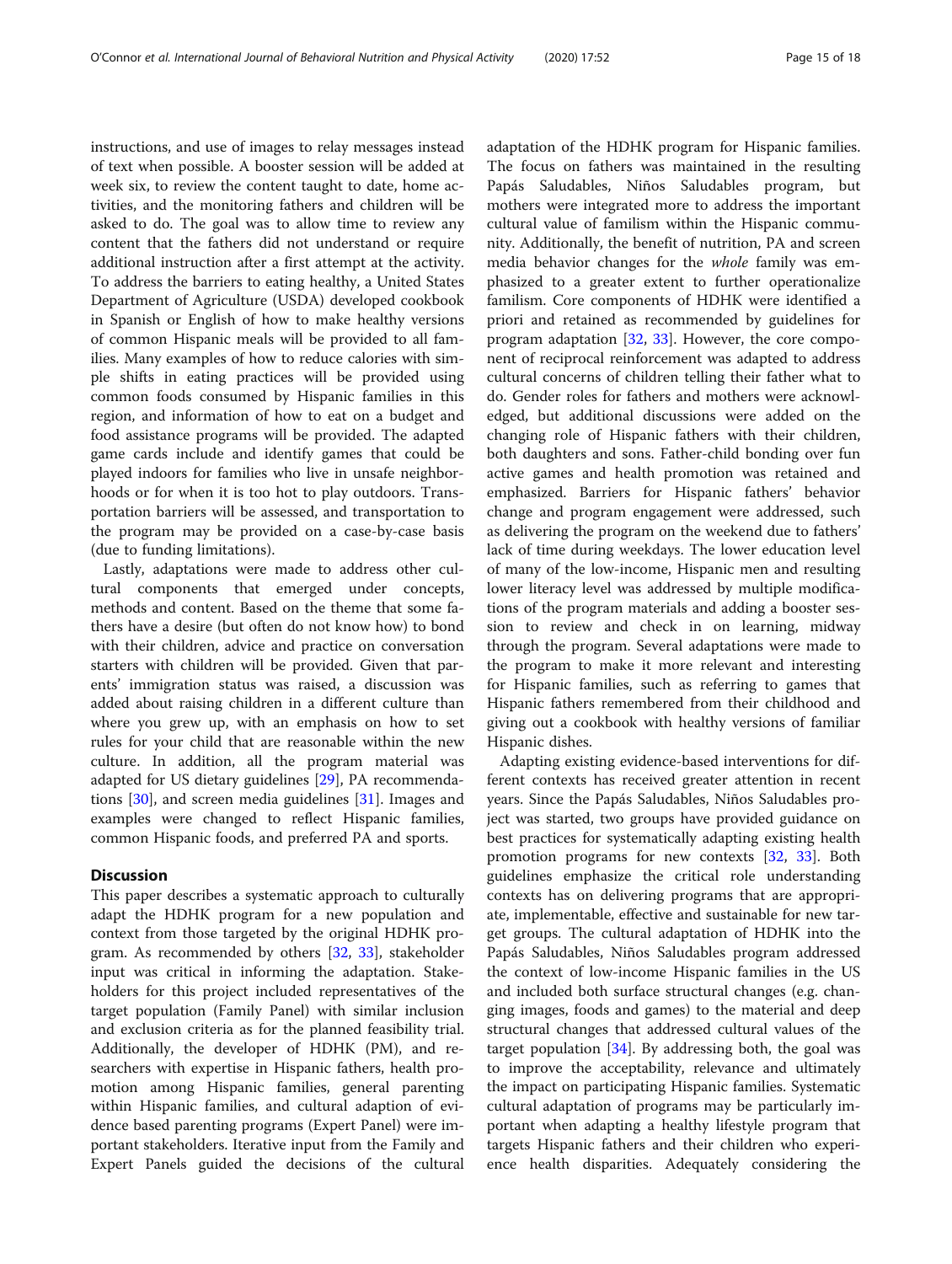instructions, and use of images to relay messages instead of text when possible. A booster session will be added at week six, to review the content taught to date, home activities, and the monitoring fathers and children will be asked to do. The goal was to allow time to review any content that the fathers did not understand or require additional instruction after a first attempt at the activity. To address the barriers to eating healthy, a United States Department of Agriculture (USDA) developed cookbook in Spanish or English of how to make healthy versions of common Hispanic meals will be provided to all families. Many examples of how to reduce calories with simple shifts in eating practices will be provided using common foods consumed by Hispanic families in this region, and information of how to eat on a budget and food assistance programs will be provided. The adapted game cards include and identify games that could be played indoors for families who live in unsafe neighborhoods or for when it is too hot to play outdoors. Transportation barriers will be assessed, and transportation to the program may be provided on a case-by-case basis (due to funding limitations).

Lastly, adaptations were made to address other cultural components that emerged under concepts, methods and content. Based on the theme that some fathers have a desire (but often do not know how) to bond with their children, advice and practice on conversation starters with children will be provided. Given that parents' immigration status was raised, a discussion was added about raising children in a different culture than where you grew up, with an emphasis on how to set rules for your child that are reasonable within the new culture. In addition, all the program material was adapted for US dietary guidelines [29], PA recommendations [30], and screen media guidelines [31]. Images and examples were changed to reflect Hispanic families, common Hispanic foods, and preferred PA and sports.

## Discussion

This paper describes a systematic approach to culturally adapt the HDHK program for a new population and context from those targeted by the original HDHK program. As recommended by others [32, 33], stakeholder input was critical in informing the adaptation. Stakeholders for this project included representatives of the target population (Family Panel) with similar inclusion and exclusion criteria as for the planned feasibility trial. Additionally, the developer of HDHK (PM), and researchers with expertise in Hispanic fathers, health promotion among Hispanic families, general parenting within Hispanic families, and cultural adaption of evidence based parenting programs (Expert Panel) were important stakeholders. Iterative input from the Family and Expert Panels guided the decisions of the cultural adaptation of the HDHK program for Hispanic families. The focus on fathers was maintained in the resulting Papás Saludables, Niños Saludables program, but mothers were integrated more to address the important cultural value of familism within the Hispanic community. Additionally, the benefit of nutrition, PA and screen media behavior changes for the *whole* family was emphasized to a greater extent to further operationalize familism. Core components of HDHK were identified a priori and retained as recommended by guidelines for program adaptation [32, 33]. However, the core component of reciprocal reinforcement was adapted to address cultural concerns of children telling their father what to do. Gender roles for fathers and mothers were acknowledged, but additional discussions were added on the changing role of Hispanic fathers with their children, both daughters and sons. Father-child bonding over fun active games and health promotion was retained and emphasized. Barriers for Hispanic fathers' behavior change and program engagement were addressed, such as delivering the program on the weekend due to fathers' lack of time during weekdays. The lower education level of many of the low-income, Hispanic men and resulting lower literacy level was addressed by multiple modifications of the program materials and adding a booster session to review and check in on learning, midway through the program. Several adaptations were made to the program to make it more relevant and interesting for Hispanic families, such as referring to games that Hispanic fathers remembered from their childhood and giving out a cookbook with healthy versions of familiar Hispanic dishes.

Adapting existing evidence-based interventions for different contexts has received greater attention in recent years. Since the Papás Saludables, Niños Saludables project was started, two groups have provided guidance on best practices for systematically adapting existing health promotion programs for new contexts [32, 33]. Both guidelines emphasize the critical role understanding contexts has on delivering programs that are appropriate, implementable, effective and sustainable for new target groups. The cultural adaptation of HDHK into the Papás Saludables, Niños Saludables program addressed the context of low-income Hispanic families in the US and included both surface structural changes (e.g. changing images, foods and games) to the material and deep structural changes that addressed cultural values of the target population [34]. By addressing both, the goal was to improve the acceptability, relevance and ultimately the impact on participating Hispanic families. Systematic cultural adaptation of programs may be particularly important when adapting a healthy lifestyle program that targets Hispanic fathers and their children who experience health disparities. Adequately considering the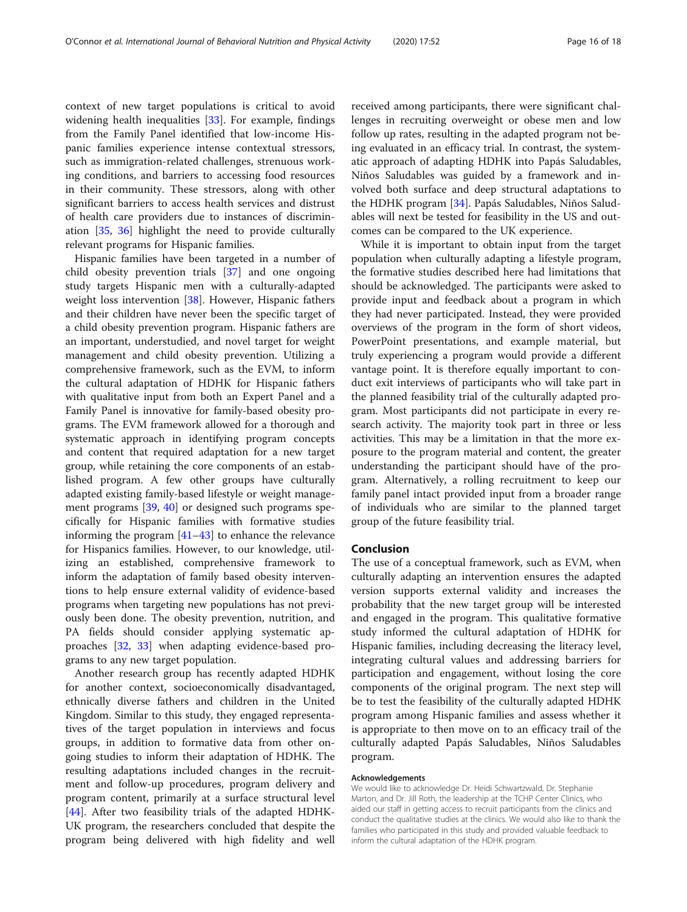context of new target populations is critical to avoid widening health inequalities [33]. For example, findings from the Family Panel identified that low-income Hispanic families experience intense contextual stressors, such as immigration-related challenges, strenuous working conditions, and barriers to accessing food resources in their community. These stressors, along with other significant barriers to access health services and distrust of health care providers due to instances of discrimination [35, 36] highlight the need to provide culturally relevant programs for Hispanic families.

Hispanic families have been targeted in a number of child obesity prevention trials [37] and one ongoing study targets Hispanic men with a culturally-adapted weight loss intervention [38]. However, Hispanic fathers and their children have never been the specific target of a child obesity prevention program. Hispanic fathers are an important, understudied, and novel target for weight management and child obesity prevention. Utilizing a comprehensive framework, such as the EVM, to inform the cultural adaptation of HDHK for Hispanic fathers with qualitative input from both an Expert Panel and a Family Panel is innovative for family-based obesity programs. The EVM framework allowed for a thorough and systematic approach in identifying program concepts and content that required adaptation for a new target group, while retaining the core components of an established program. A few other groups have culturally adapted existing family-based lifestyle or weight management programs [39, 40] or designed such programs specifically for Hispanic families with formative studies informing the program [41–43] to enhance the relevance for Hispanics families. However, to our knowledge, utilizing an established, comprehensive framework to inform the adaptation of family based obesity interventions to help ensure external validity of evidence-based programs when targeting new populations has not previously been done. The obesity prevention, nutrition, and PA fields should consider applying systematic approaches [32, 33] when adapting evidence-based programs to any new target population.

Another research group has recently adapted HDHK for another context, socioeconomically disadvantaged, ethnically diverse fathers and children in the United Kingdom. Similar to this study, they engaged representatives of the target population in interviews and focus groups, in addition to formative data from other ongoing studies to inform their adaptation of HDHK. The resulting adaptations included changes in the recruitment and follow-up procedures, program delivery and program content, primarily at a surface structural level [44]. After two feasibility trials of the adapted HDHK-UK program, the researchers concluded that despite the program being delivered with high fidelity and well received among participants, there were significant challenges in recruiting overweight or obese men and low follow up rates, resulting in the adapted program not being evaluated in an efficacy trial. In contrast, the systematic approach of adapting HDHK into Papás Saludables, Niños Saludables was guided by a framework and involved both surface and deep structural adaptations to the HDHK program [34]. Papás Saludables, Niños Saludables will next be tested for feasibility in the US and outcomes can be compared to the UK experience.

While it is important to obtain input from the target population when culturally adapting a lifestyle program, the formative studies described here had limitations that should be acknowledged. The participants were asked to provide input and feedback about a program in which they had never participated. Instead, they were provided overviews of the program in the form of short videos, PowerPoint presentations, and example material, but truly experiencing a program would provide a different vantage point. It is therefore equally important to conduct exit interviews of participants who will take part in the planned feasibility trial of the culturally adapted program. Most participants did not participate in every research activity. The majority took part in three or less activities. This may be a limitation in that the more exposure to the program material and content, the greater understanding the participant should have of the program. Alternatively, a rolling recruitment to keep our family panel intact provided input from a broader range of individuals who are similar to the planned target group of the future feasibility trial.

## Conclusion

The use of a conceptual framework, such as EVM, when culturally adapting an intervention ensures the adapted version supports external validity and increases the probability that the new target group will be interested and engaged in the program. This qualitative formative study informed the cultural adaptation of HDHK for Hispanic families, including decreasing the literacy level, integrating cultural values and addressing barriers for participation and engagement, without losing the core components of the original program. The next step will be to test the feasibility of the culturally adapted HDHK program among Hispanic families and assess whether it is appropriate to then move on to an efficacy trail of the culturally adapted Papás Saludables, Niños Saludables program.

### Acknowledgements

We would like to acknowledge Dr. Heidi Schwartzwald, Dr. Stephanie Marton, and Dr. Jill Roth, the leadership at the TCHP Center Clinics, who aided our staff in getting access to recruit participants from the clinics and conduct the qualitative studies at the clinics. We would also like to thank the families who participated in this study and provided valuable feedback to inform the cultural adaptation of the HDHK program.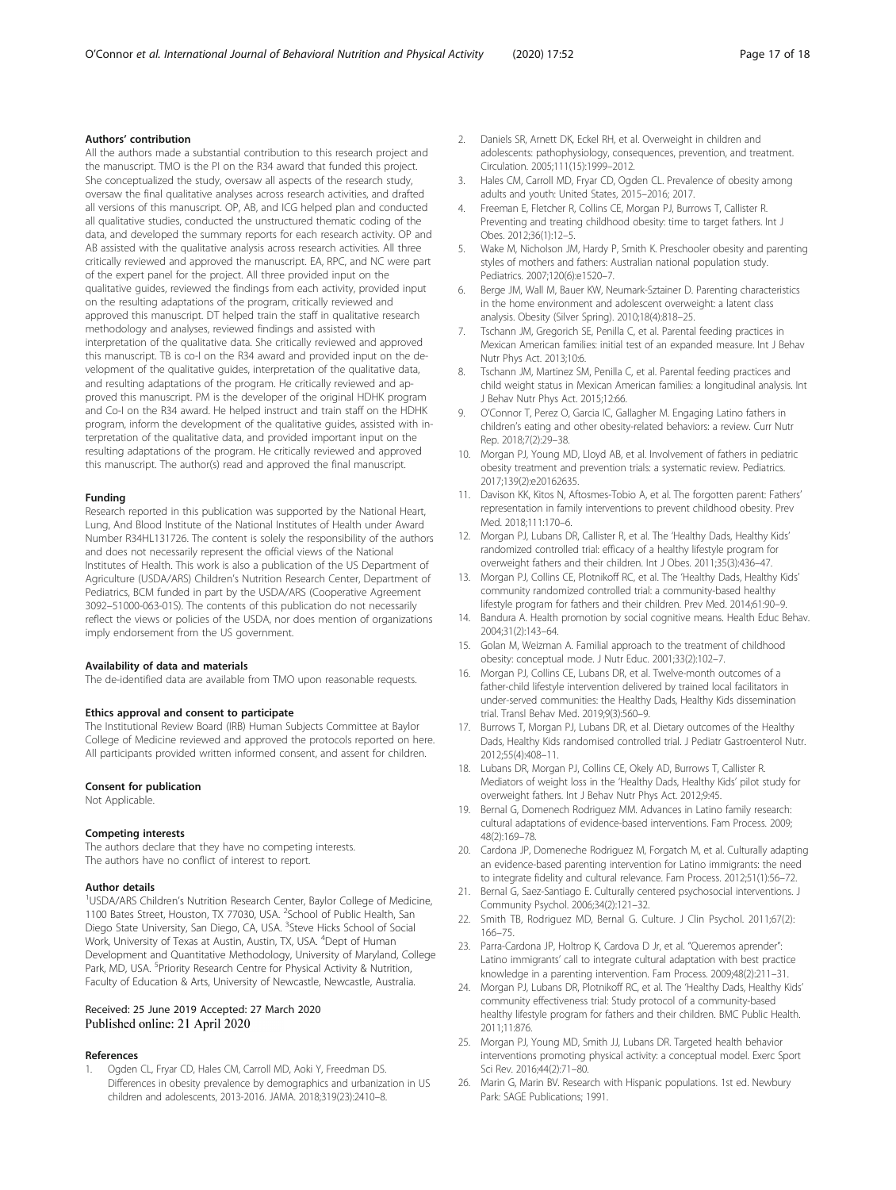### Authors' contribution

All the authors made a substantial contribution to this research project and the manuscript. TMO is the PI on the R34 award that funded this project. She conceptualized the study, oversaw all aspects of the research study, oversaw the final qualitative analyses across research activities, and drafted all versions of this manuscript. OP, AB, and ICG helped plan and conducted all qualitative studies, conducted the unstructured thematic coding of the data, and developed the summary reports for each research activity. OP and AB assisted with the qualitative analysis across research activities. All three critically reviewed and approved the manuscript. EA, RPC, and NC were part of the expert panel for the project. All three provided input on the qualitative guides, reviewed the findings from each activity, provided input on the resulting adaptations of the program, critically reviewed and approved this manuscript. DT helped train the staff in qualitative research methodology and analyses, reviewed findings and assisted with interpretation of the qualitative data. She critically reviewed and approved this manuscript. TB is co-I on the R34 award and provided input on the development of the qualitative guides, interpretation of the qualitative data, and resulting adaptations of the program. He critically reviewed and approved this manuscript. PM is the developer of the original HDHK program and Co-I on the R34 award. He helped instruct and train staff on the HDHK program, inform the development of the qualitative guides, assisted with interpretation of the qualitative data, and provided important input on the resulting adaptations of the program. He critically reviewed and approved this manuscript. The author(s) read and approved the final manuscript.

### Funding

Research reported in this publication was supported by the National Heart, Lung, And Blood Institute of the National Institutes of Health under Award Number R34HL131726. The content is solely the responsibility of the authors and does not necessarily represent the official views of the National Institutes of Health. This work is also a publication of the US Department of Agriculture (USDA/ARS) Children's Nutrition Research Center, Department of Pediatrics, BCM funded in part by the USDA/ARS (Cooperative Agreement 3092–51000-063-01S). The contents of this publication do not necessarily reflect the views or policies of the USDA, nor does mention of organizations imply endorsement from the US government.

### Availability of data and materials

The de-identified data are available from TMO upon reasonable requests.

### Ethics approval and consent to participate

The Institutional Review Board (IRB) Human Subjects Committee at Baylor College of Medicine reviewed and approved the protocols reported on here. All participants provided written informed consent, and assent for children.

### Consent for publication

Not Applicable.

### Competing interests

The authors declare that they have no competing interests.
The authors have no conflict of interest to report.

### Author details

[1]USDA/ARS Children's Nutrition Research Center, Baylor College of Medicine, 1100 Bates Street, Houston, TX 77030, USA. [2]School of Public Health, San Diego State University, San Diego, CA, USA. [3]Steve Hicks School of Social Work, University of Texas at Austin, Austin, TX, USA. [4]Dept of Human Development and Quantitative Methodology, University of Maryland, College Park, MD, USA. [5]Priority Research Centre for Physical Activity & Nutrition, Faculty of Education & Arts, University of Newcastle, Newcastle, Australia.

Received: 25 June 2019 Accepted: 27 March 2020
Published online: 21 April 2020

### References

1. Ogden CL, Fryar CD, Hales CM, Carroll MD, Aoki Y, Freedman DS. Differences in obesity prevalence by demographics and urbanization in US children and adolescents, 2013-2016. JAMA. 2018;319(23):2410–8.
2. Daniels SR, Arnett DK, Eckel RH, et al. Overweight in children and adolescents: pathophysiology, consequences, prevention, and treatment. Circulation. 2005;111(15):1999–2012.
3. Hales CM, Carroll MD, Fryar CD, Ogden CL. Prevalence of obesity among adults and youth: United States, 2015–2016; 2017.
4. Freeman E, Fletcher R, Collins CE, Morgan PJ, Burrows T, Callister R. Preventing and treating childhood obesity: time to target fathers. Int J Obes. 2012;36(1):12–5.
5. Wake M, Nicholson JM, Hardy P, Smith K. Preschooler obesity and parenting styles of mothers and fathers: Australian national population study. Pediatrics. 2007;120(6):e1520–7.
6. Berge JM, Wall M, Bauer KW, Neumark-Sztainer D. Parenting characteristics in the home environment and adolescent overweight: a latent class analysis. Obesity (Silver Spring). 2010;18(4):818–25.
7. Tschann JM, Gregorich SE, Penilla C, et al. Parental feeding practices in Mexican American families: initial test of an expanded measure. Int J Behav Nutr Phys Act. 2013;10:6.
8. Tschann JM, Martinez SM, Penilla C, et al. Parental feeding practices and child weight status in Mexican American families: a longitudinal analysis. Int J Behav Nutr Phys Act. 2015;12:66.
9. O'Connor T, Perez O, Garcia IC, Gallagher M. Engaging Latino fathers in children's eating and other obesity-related behaviors: a review. Curr Nutr Rep. 2018;7(2):29–38.
10. Morgan PJ, Young MD, Lloyd AB, et al. Involvement of fathers in pediatric obesity treatment and prevention trials: a systematic review. Pediatrics. 2017;139(2):e20162635.
11. Davison KK, Kitos N, Aftosmes-Tobio A, et al. The forgotten parent: Fathers' representation in family interventions to prevent childhood obesity. Prev Med. 2018;111:170–6.
12. Morgan PJ, Lubans DR, Callister R, et al. The 'Healthy Dads, Healthy Kids' randomized controlled trial: efficacy of a healthy lifestyle program for overweight fathers and their children. Int J Obes. 2011;35(3):436–47.
13. Morgan PJ, Collins CE, Plotnikoff RC, et al. The 'Healthy Dads, Healthy Kids' community randomized controlled trial: a community-based healthy lifestyle program for fathers and their children. Prev Med. 2014;61:90–9.
14. Bandura A. Health promotion by social cognitive means. Health Educ Behav. 2004;31(2):143–64.
15. Golan M, Weizman A. Familial approach to the treatment of childhood obesity: conceptual mode. J Nutr Educ. 2001;33(2):102–7.
16. Morgan PJ, Collins CE, Lubans DR, et al. Twelve-month outcomes of a father-child lifestyle intervention delivered by trained local facilitators in under-served communities: the Healthy Dads, Healthy Kids dissemination trial. Transl Behav Med. 2019;9(3):560–9.
17. Burrows T, Morgan PJ, Lubans DR, et al. Dietary outcomes of the Healthy Dads, Healthy Kids randomised controlled trial. J Pediatr Gastroenterol Nutr. 2012;55(4):408–11.
18. Lubans DR, Morgan PJ, Collins CE, Okely AD, Burrows T, Callister R. Mediators of weight loss in the 'Healthy Dads, Healthy Kids' pilot study for overweight fathers. Int J Behav Nutr Phys Act. 2012;9:45.
19. Bernal G, Domenech Rodriguez MM. Advances in Latino family research: cultural adaptations of evidence-based interventions. Fam Process. 2009;48(2):169–78.
20. Cardona JP, Domeneche Rodriguez M, Forgatch M, et al. Culturally adapting an evidence-based parenting intervention for Latino immigrants: the need to integrate fidelity and cultural relevance. Fam Process. 2012;51(1):56–72.
21. Bernal G, Saez-Santiago E. Culturally centered psychosocial interventions. J Community Psychol. 2006;34(2):121–32.
22. Smith TB, Rodriguez MD, Bernal G. Culture. J Clin Psychol. 2011;67(2):166–75.
23. Parra-Cardona JP, Holtrop K, Cardova D Jr, et al. "Queremos aprender": Latino immigrants' call to integrate cultural adaptation with best practice knowledge in a parenting intervention. Fam Process. 2009;48(2):211–31.
24. Morgan PJ, Lubans DR, Plotnikoff RC, et al. The 'Healthy Dads, Healthy Kids' community effectiveness trial: Study protocol of a community-based healthy lifestyle program for fathers and their children. BMC Public Health. 2011;11:876.
25. Morgan PJ, Young MD, Smith JJ, Lubans DR. Targeted health behavior interventions promoting physical activity: a conceptual model. Exerc Sport Sci Rev. 2016;44(2):71–80.
26. Marin G, Marin BV. Research with Hispanic populations. 1st ed. Newbury Park: SAGE Publications; 1991.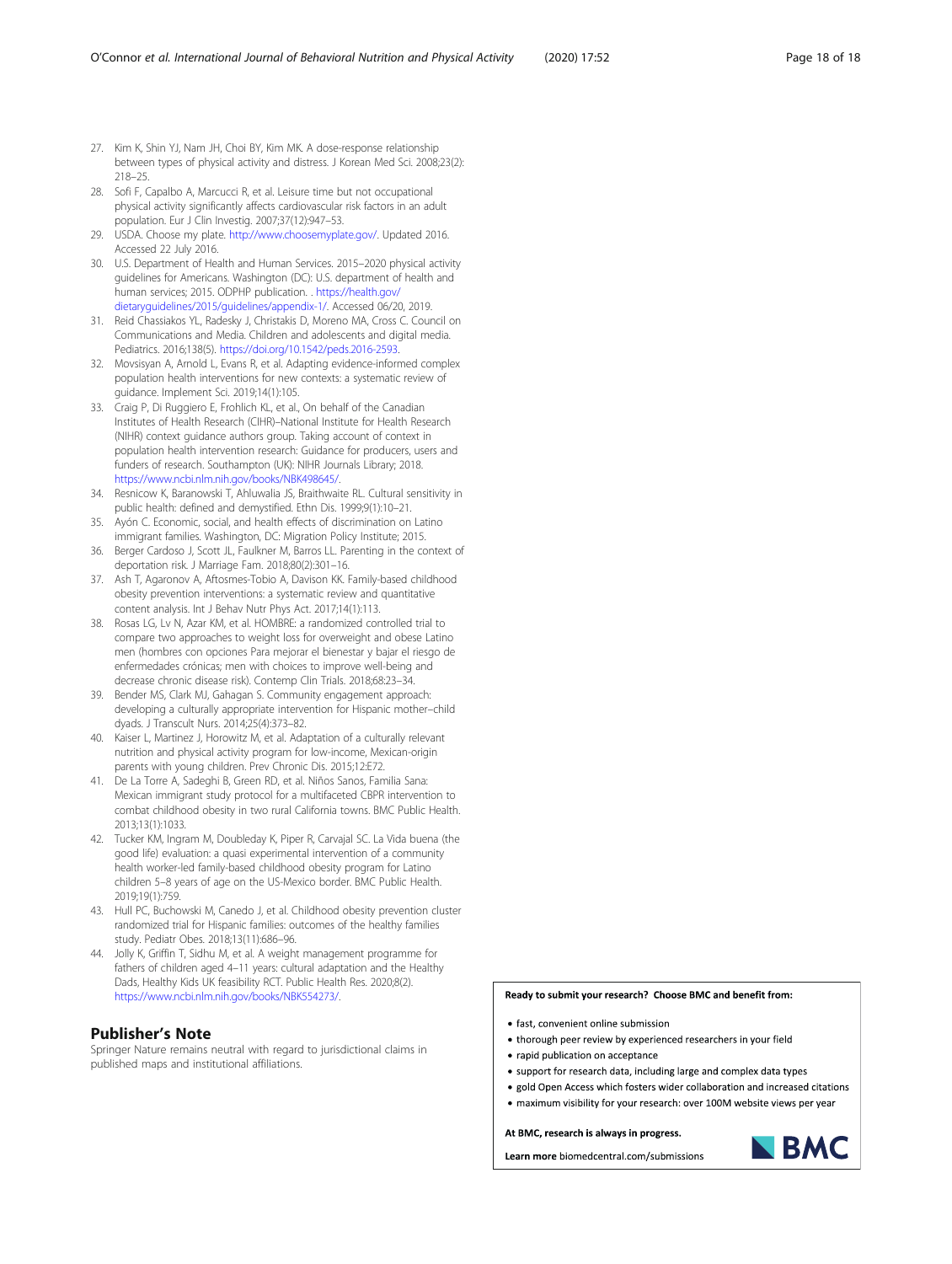27. Kim K, Shin YJ, Nam JH, Choi BY, Kim MK. A dose-response relationship between types of physical activity and distress. J Korean Med Sci. 2008;23(2): 218–25.
28. Sofi F, Capalbo A, Marcucci R, et al. Leisure time but not occupational physical activity significantly affects cardiovascular risk factors in an adult population. Eur J Clin Investig. 2007;37(12):947–53.
29. USDA. Choose my plate. http://www.choosemyplate.gov/. Updated 2016. Accessed 22 July 2016.
30. U.S. Department of Health and Human Services. 2015–2020 physical activity guidelines for Americans. Washington (DC): U.S. department of health and human services; 2015. ODPHP publication. . https://health.gov/dietaryguidelines/2015/guidelines/appendix-1/. Accessed 06/20, 2019.
31. Reid Chassiakos YL, Radesky J, Christakis D, Moreno MA, Cross C. Council on Communications and Media. Children and adolescents and digital media. Pediatrics. 2016;138(5). https://doi.org/10.1542/peds.2016-2593.
32. Movsisyan A, Arnold L, Evans R, et al. Adapting evidence-informed complex population health interventions for new contexts: a systematic review of guidance. Implement Sci. 2019;14(1):105.
33. Craig P, Di Ruggiero E, Frohlich KL, et al., On behalf of the Canadian Institutes of Health Research (CIHR)–National Institute for Health Research (NIHR) context guidance authors group. Taking account of context in population health intervention research: Guidance for producers, users and funders of research. Southampton (UK): NIHR Journals Library; 2018. https://www.ncbi.nlm.nih.gov/books/NBK498645/.
34. Resnicow K, Baranowski T, Ahluwalia JS, Braithwaite RL. Cultural sensitivity in public health: defined and demystified. Ethn Dis. 1999;9(1):10–21.
35. Ayón C. Economic, social, and health effects of discrimination on Latino immigrant families. Washington, DC: Migration Policy Institute; 2015.
36. Berger Cardoso J, Scott JL, Faulkner M, Barros LL. Parenting in the context of deportation risk. J Marriage Fam. 2018;80(2):301–16.
37. Ash T, Agaronov A, Aftosmes-Tobio A, Davison KK. Family-based childhood obesity prevention interventions: a systematic review and quantitative content analysis. Int J Behav Nutr Phys Act. 2017;14(1):113.
38. Rosas LG, Lv N, Azar KM, et al. HOMBRE: a randomized controlled trial to compare two approaches to weight loss for overweight and obese Latino men (hombres con opciones Para mejorar el bienestar y bajar el riesgo de enfermedades crónicas; men with choices to improve well-being and decrease chronic disease risk). Contemp Clin Trials. 2018;68:23–34.
39. Bender MS, Clark MJ, Gahagan S. Community engagement approach: developing a culturally appropriate intervention for Hispanic mother–child dyads. J Transcult Nurs. 2014;25(4):373–82.
40. Kaiser L, Martinez J, Horowitz M, et al. Adaptation of a culturally relevant nutrition and physical activity program for low-income, Mexican-origin parents with young children. Prev Chronic Dis. 2015;12:E72.
41. De La Torre A, Sadeghi B, Green RD, et al. Niños Sanos, Familia Sana: Mexican immigrant study protocol for a multifaceted CBPR intervention to combat childhood obesity in two rural California towns. BMC Public Health. 2013;13(1):1033.
42. Tucker KM, Ingram M, Doubleday K, Piper R, Carvajal SC. La Vida buena (the good life) evaluation: a quasi experimental intervention of a community health worker-led family-based childhood obesity program for Latino children 5–8 years of age on the US-Mexico border. BMC Public Health. 2019;19(1):759.
43. Hull PC, Buchowski M, Canedo J, et al. Childhood obesity prevention cluster randomized trial for Hispanic families: outcomes of the healthy families study. Pediatr Obes. 2018;13(11):686–96.
44. Jolly K, Griffin T, Sidhu M, et al. A weight management programme for fathers of children aged 4–11 years: cultural adaptation and the Healthy Dads, Healthy Kids UK feasibility RCT. Public Health Res. 2020;8(2). https://www.ncbi.nlm.nih.gov/books/NBK554273/.

## Publisher's Note

Springer Nature remains neutral with regard to jurisdictional claims in published maps and institutional affiliations.

**Ready to submit your research? Choose BMC and benefit from:**

- fast, convenient online submission
- thorough peer review by experienced researchers in your field
- rapid publication on acceptance
- support for research data, including large and complex data types
- gold Open Access which fosters wider collaboration and increased citations
- maximum visibility for your research: over 100M website views per year

**At BMC, research is always in progress.**

**Learn more** biomedcentral.com/submissions

BMC